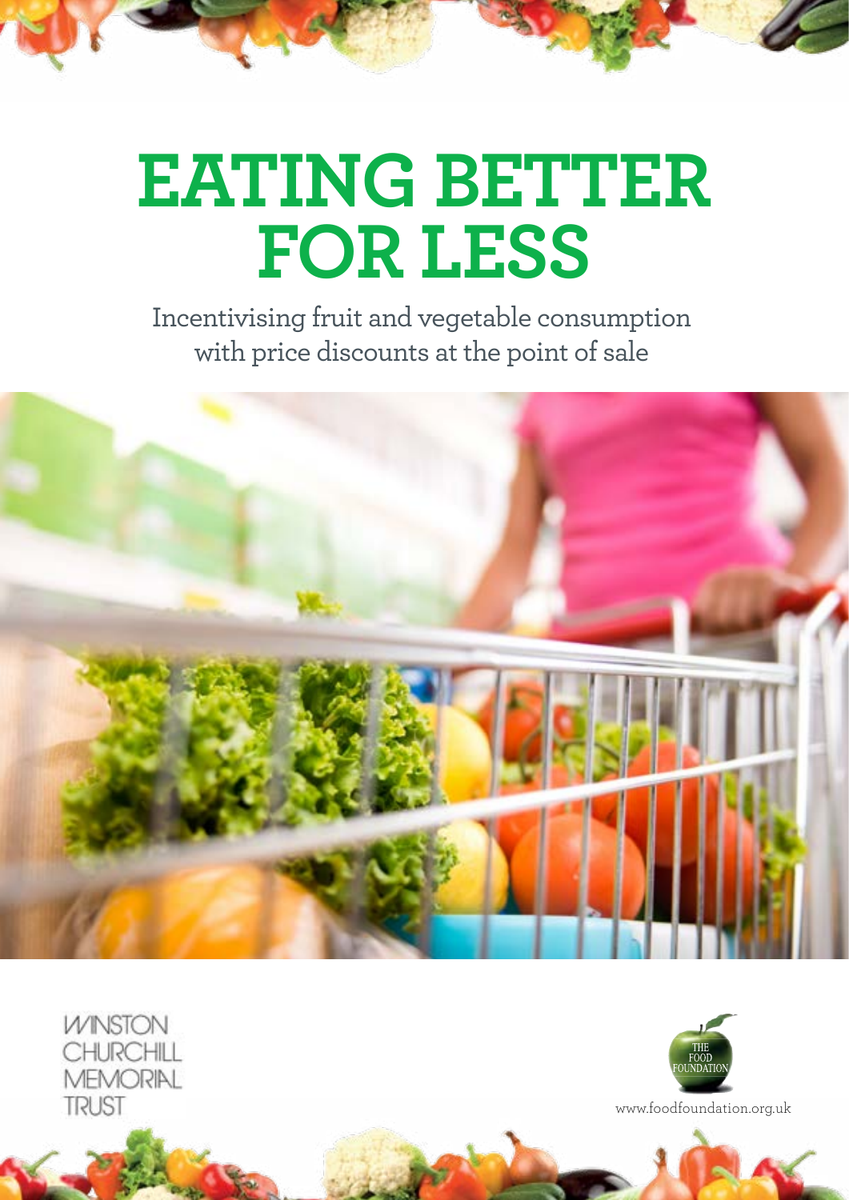# EATING BETTER FOR LESS

Incentivising fruit and vegetable consumption with price discounts at the point of sale

WINSTON CHURCHILL MEMORIAL TRUST

THE FOOD FOUNDATION

www.foodfoundation.org.uk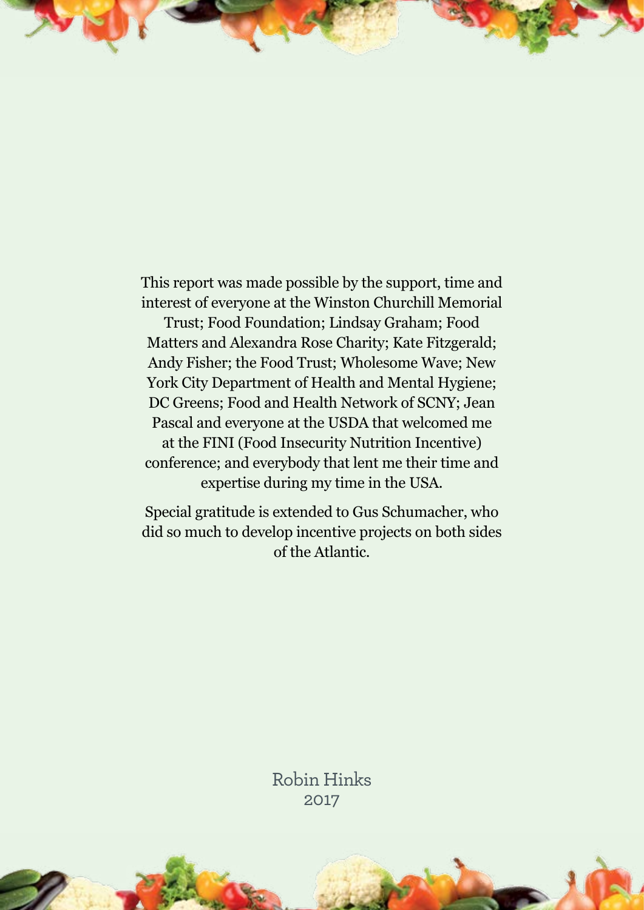This report was made possible by the support, time and interest of everyone at the Winston Churchill Memorial Trust; Food Foundation; Lindsay Graham; Food Matters and Alexandra Rose Charity; Kate Fitzgerald; Andy Fisher; the Food Trust; Wholesome Wave; New York City Department of Health and Mental Hygiene; DC Greens; Food and Health Network of SCNY; Jean Pascal and everyone at the USDA that welcomed me at the FINI (Food Insecurity Nutrition Incentive) conference; and everybody that lent me their time and expertise during my time in the USA.

Special gratitude is extended to Gus Schumacher, who did so much to develop incentive projects on both sides of the Atlantic.

Robin Hinks
2017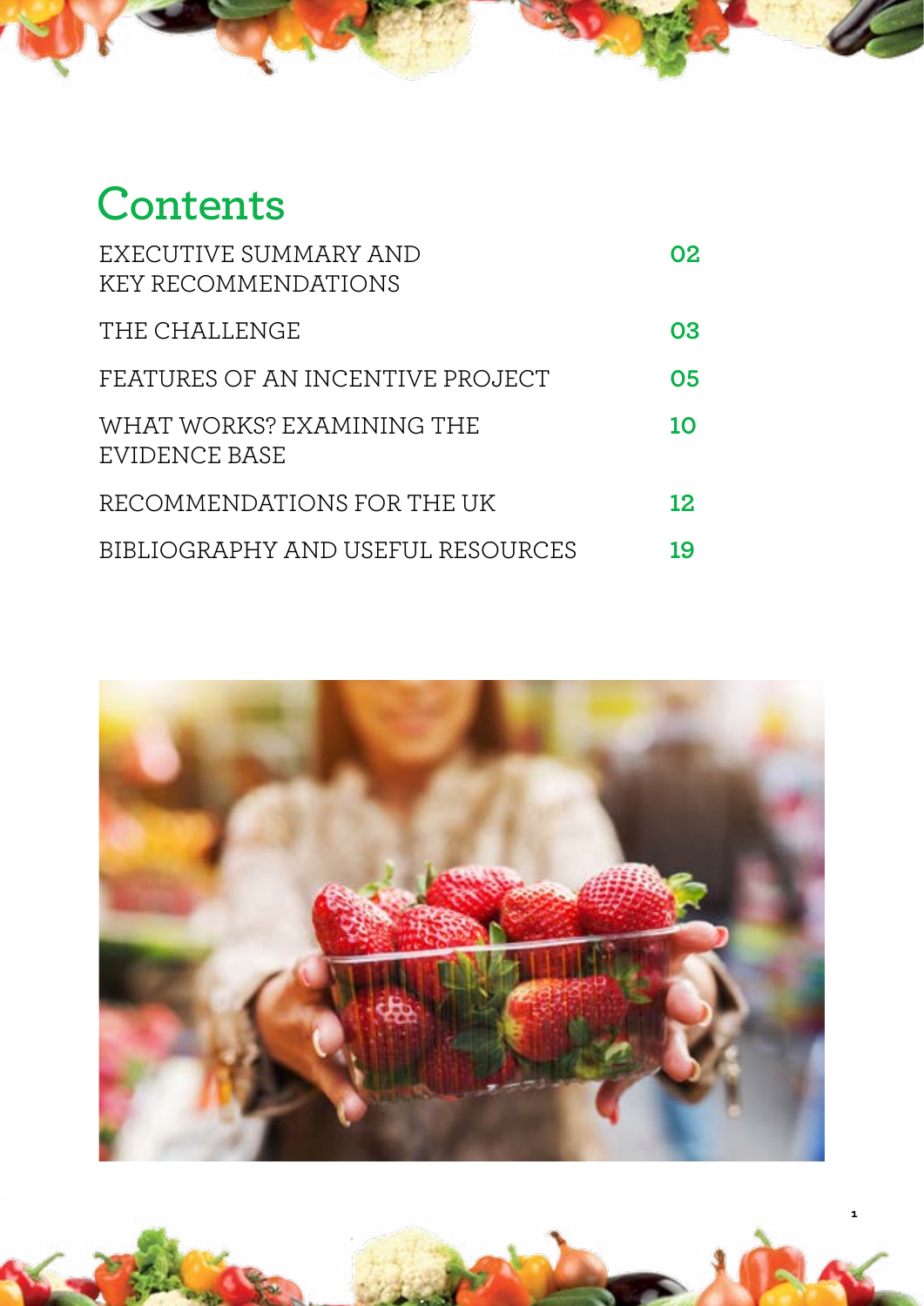# Contents

| | |
|---|---|
| EXECUTIVE SUMMARY AND KEY RECOMMENDATIONS | 02 |
| THE CHALLENGE | 03 |
| FEATURES OF AN INCENTIVE PROJECT | 05 |
| WHAT WORKS? EXAMINING THE EVIDENCE BASE | 10 |
| RECOMMENDATIONS FOR THE UK | 12 |
| BIBLIOGRAPHY AND USEFUL RESOURCES | 19 |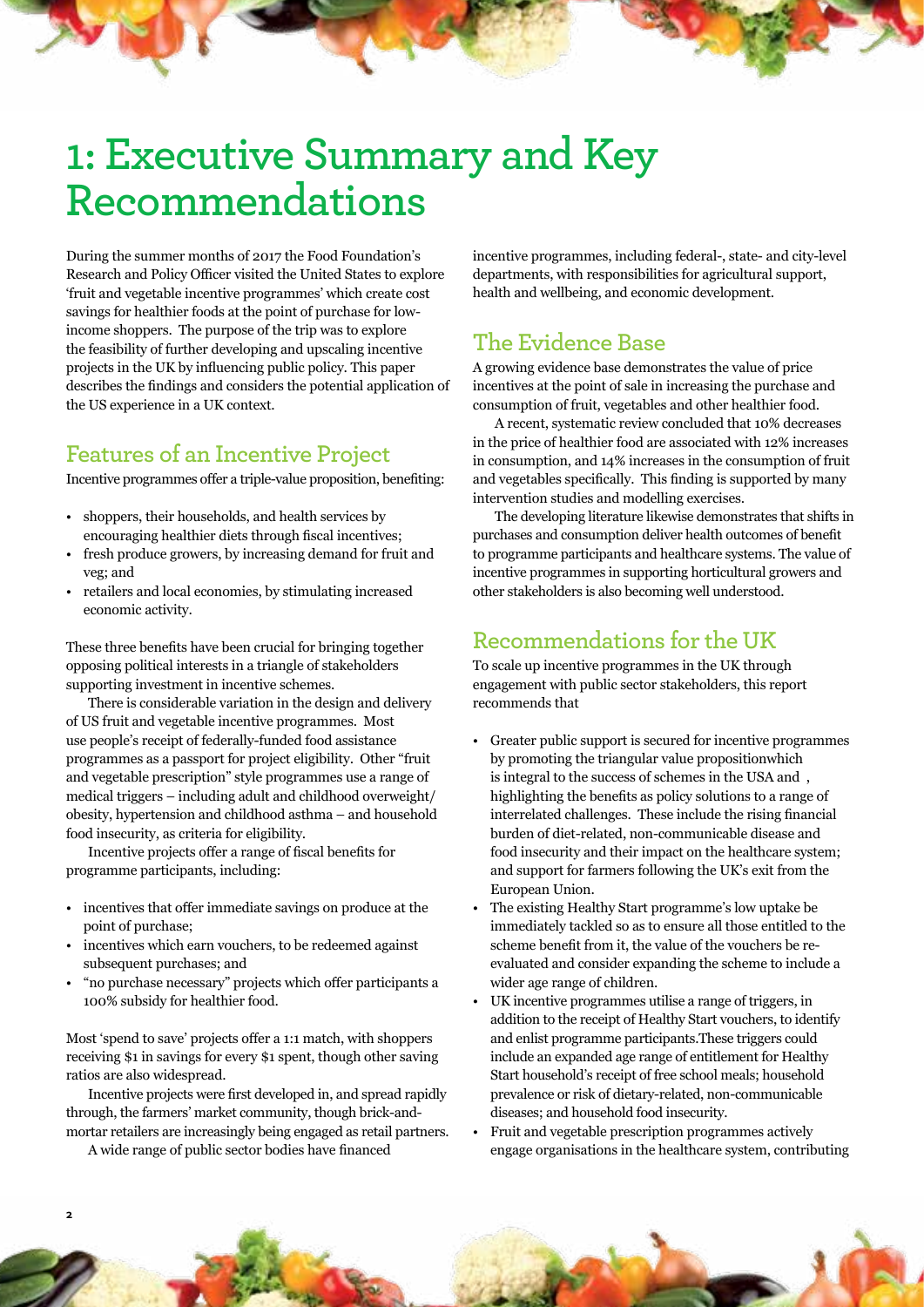# 1: Executive Summary and Key Recommendations

During the summer months of 2017 the Food Foundation's Research and Policy Officer visited the United States to explore 'fruit and vegetable incentive programmes' which create cost savings for healthier foods at the point of purchase for low-income shoppers. The purpose of the trip was to explore the feasibility of further developing and upscaling incentive projects in the UK by influencing public policy. This paper describes the findings and considers the potential application of the US experience in a UK context.

## Features of an Incentive Project

Incentive programmes offer a triple-value proposition, benefiting:

- shoppers, their households, and health services by encouraging healthier diets through fiscal incentives;
- fresh produce growers, by increasing demand for fruit and veg; and
- retailers and local economies, by stimulating increased economic activity.

These three benefits have been crucial for bringing together opposing political interests in a triangle of stakeholders supporting investment in incentive schemes.

There is considerable variation in the design and delivery of US fruit and vegetable incentive programmes. Most use people's receipt of federally-funded food assistance programmes as a passport for project eligibility. Other "fruit and vegetable prescription" style programmes use a range of medical triggers – including adult and childhood overweight/obesity, hypertension and childhood asthma – and household food insecurity, as criteria for eligibility.

Incentive projects offer a range of fiscal benefits for programme participants, including:

- incentives that offer immediate savings on produce at the point of purchase;
- incentives which earn vouchers, to be redeemed against subsequent purchases; and
- "no purchase necessary" projects which offer participants a 100% subsidy for healthier food.

Most 'spend to save' projects offer a 1:1 match, with shoppers receiving $1 in savings for every $1 spent, though other saving ratios are also widespread.

Incentive projects were first developed in, and spread rapidly through, the farmers' market community, though brick-and-mortar retailers are increasingly being engaged as retail partners.

A wide range of public sector bodies have financed incentive programmes, including federal-, state- and city-level departments, with responsibilities for agricultural support, health and wellbeing, and economic development.

## The Evidence Base

A growing evidence base demonstrates the value of price incentives at the point of sale in increasing the purchase and consumption of fruit, vegetables and other healthier food.

A recent, systematic review concluded that 10% decreases in the price of healthier food are associated with 12% increases in consumption, and 14% increases in the consumption of fruit and vegetables specifically. This finding is supported by many intervention studies and modelling exercises.

The developing literature likewise demonstrates that shifts in purchases and consumption deliver health outcomes of benefit to programme participants and healthcare systems. The value of incentive programmes in supporting horticultural growers and other stakeholders is also becoming well understood.

## Recommendations for the UK

To scale up incentive programmes in the UK through engagement with public sector stakeholders, this report recommends that

- Greater public support is secured for incentive programmes by promoting the triangular value propositionwhich is integral to the success of schemes in the USA and , highlighting the benefits as policy solutions to a range of interrelated challenges. These include the rising financial burden of diet-related, non-communicable disease and food insecurity and their impact on the healthcare system; and support for farmers following the UK's exit from the European Union.
- The existing Healthy Start programme's low uptake be immediately tackled so as to ensure all those entitled to the scheme benefit from it, the value of the vouchers be re-evaluated and consider expanding the scheme to include a wider age range of children.
- UK incentive programmes utilise a range of triggers, in addition to the receipt of Healthy Start vouchers, to identify and enlist programme participants.These triggers could include an expanded age range of entitlement for Healthy Start household's receipt of free school meals; household prevalence or risk of dietary-related, non-communicable diseases; and household food insecurity.
- Fruit and vegetable prescription programmes actively engage organisations in the healthcare system, contributing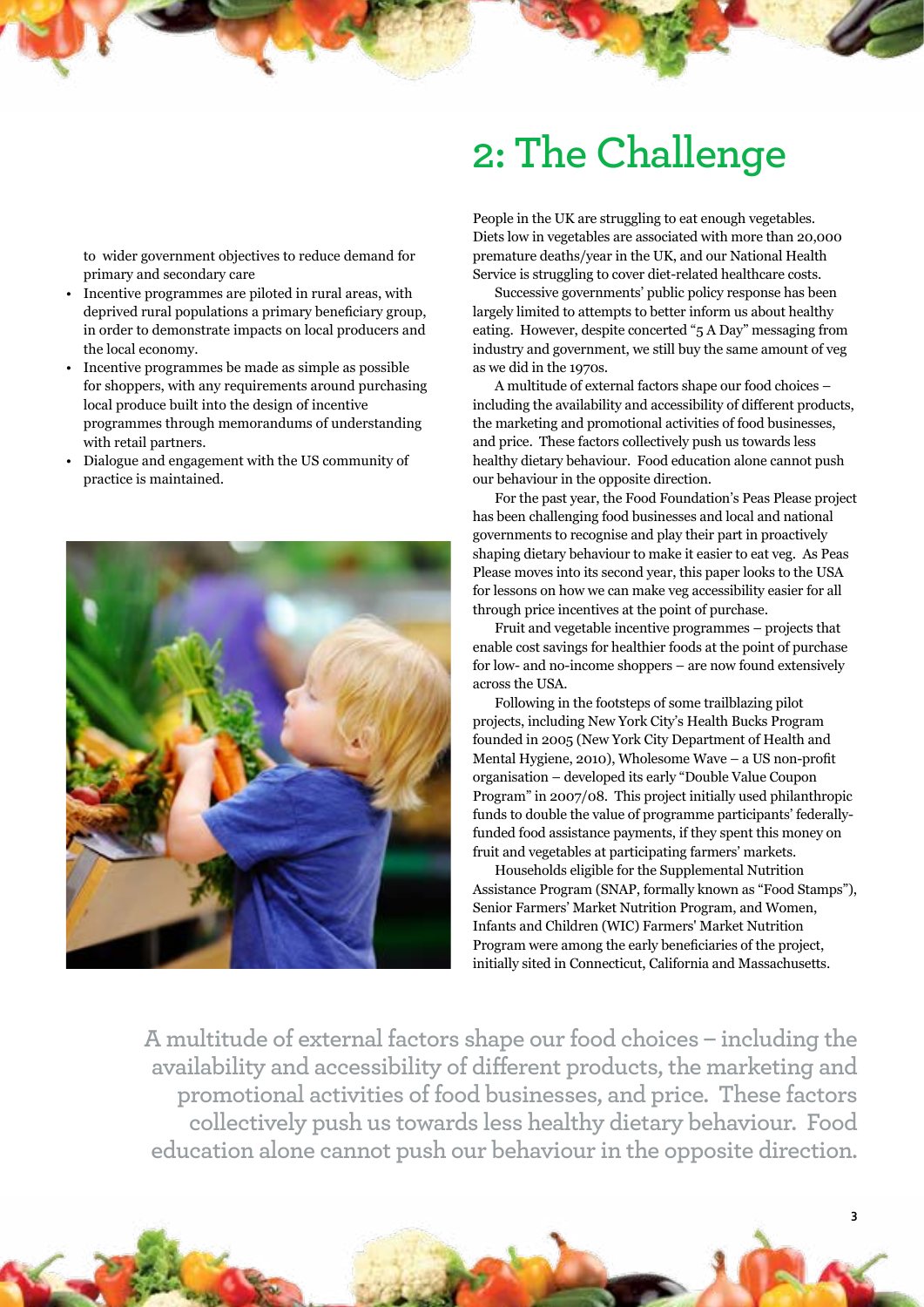to wider government objectives to reduce demand for primary and secondary care

- Incentive programmes are piloted in rural areas, with deprived rural populations a primary beneficiary group, in order to demonstrate impacts on local producers and the local economy.
- Incentive programmes be made as simple as possible for shoppers, with any requirements around purchasing local produce built into the design of incentive programmes through memorandums of understanding with retail partners.
- Dialogue and engagement with the US community of practice is maintained.

# 2: The Challenge

People in the UK are struggling to eat enough vegetables. Diets low in vegetables are associated with more than 20,000 premature deaths/year in the UK, and our National Health Service is struggling to cover diet-related healthcare costs.

Successive governments' public policy response has been largely limited to attempts to better inform us about healthy eating. However, despite concerted "5 A Day" messaging from industry and government, we still buy the same amount of veg as we did in the 1970s.

A multitude of external factors shape our food choices – including the availability and accessibility of different products, the marketing and promotional activities of food businesses, and price. These factors collectively push us towards less healthy dietary behaviour. Food education alone cannot push our behaviour in the opposite direction.

For the past year, the Food Foundation's Peas Please project has been challenging food businesses and local and national governments to recognise and play their part in proactively shaping dietary behaviour to make it easier to eat veg. As Peas Please moves into its second year, this paper looks to the USA for lessons on how we can make veg accessibility easier for all through price incentives at the point of purchase.

Fruit and vegetable incentive programmes – projects that enable cost savings for healthier foods at the point of purchase for low- and no-income shoppers – are now found extensively across the USA.

Following in the footsteps of some trailblazing pilot projects, including New York City's Health Bucks Program founded in 2005 (New York City Department of Health and Mental Hygiene, 2010), Wholesome Wave – a US non-profit organisation – developed its early "Double Value Coupon Program" in 2007/08. This project initially used philanthropic funds to double the value of programme participants' federally-funded food assistance payments, if they spent this money on fruit and vegetables at participating farmers' markets.

Households eligible for the Supplemental Nutrition Assistance Program (SNAP, formally known as "Food Stamps"), Senior Farmers' Market Nutrition Program, and Women, Infants and Children (WIC) Farmers' Market Nutrition Program were among the early beneficiaries of the project, initially sited in Connecticut, California and Massachusetts.

> A multitude of external factors shape our food choices – including the availability and accessibility of different products, the marketing and promotional activities of food businesses, and price. These factors collectively push us towards less healthy dietary behaviour. Food education alone cannot push our behaviour in the opposite direction.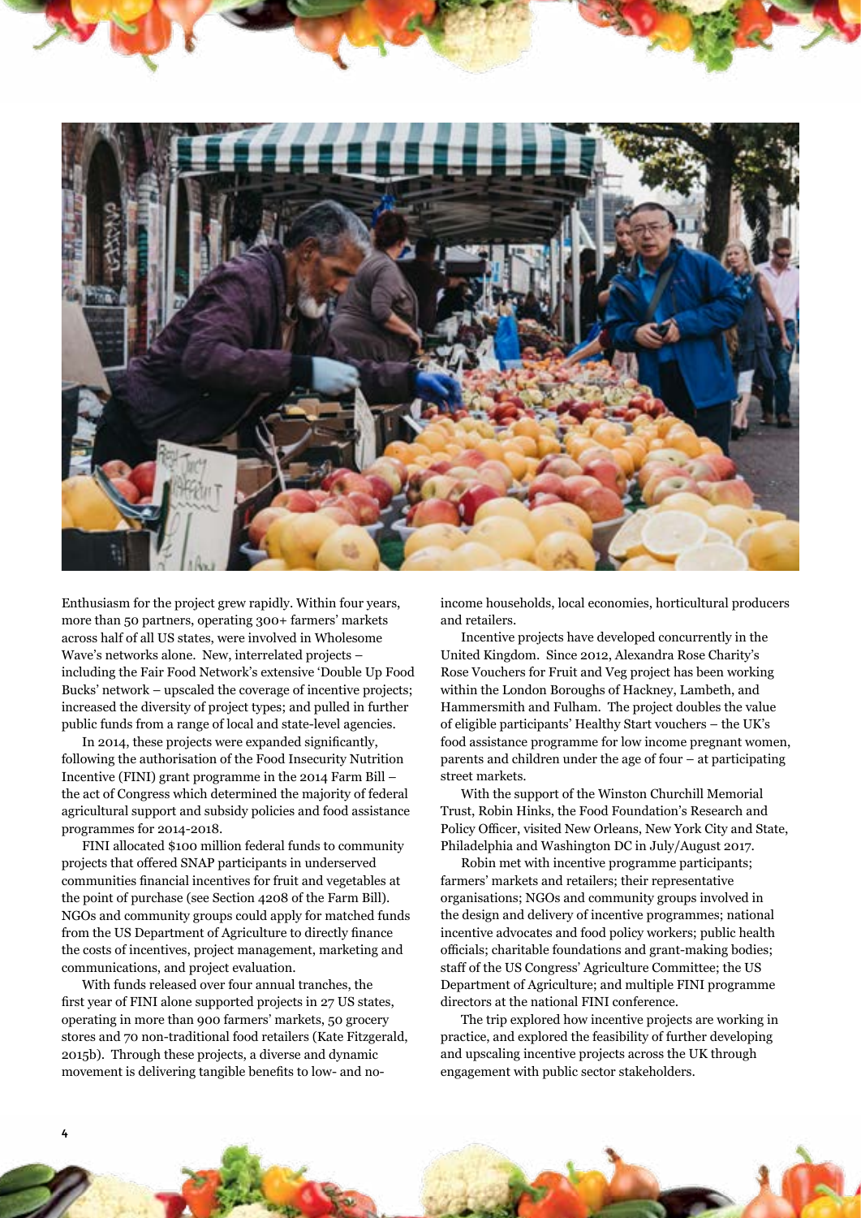Enthusiasm for the project grew rapidly. Within four years, more than 50 partners, operating 300+ farmers' markets across half of all US states, were involved in Wholesome Wave's networks alone. New, interrelated projects – including the Fair Food Network's extensive 'Double Up Food Bucks' network – upscaled the coverage of incentive projects; increased the diversity of project types; and pulled in further public funds from a range of local and state-level agencies.

In 2014, these projects were expanded significantly, following the authorisation of the Food Insecurity Nutrition Incentive (FINI) grant programme in the 2014 Farm Bill – the act of Congress which determined the majority of federal agricultural support and subsidy policies and food assistance programmes for 2014-2018.

FINI allocated $100 million federal funds to community projects that offered SNAP participants in underserved communities financial incentives for fruit and vegetables at the point of purchase (see Section 4208 of the Farm Bill). NGOs and community groups could apply for matched funds from the US Department of Agriculture to directly finance the costs of incentives, project management, marketing and communications, and project evaluation.

With funds released over four annual tranches, the first year of FINI alone supported projects in 27 US states, operating in more than 900 farmers' markets, 50 grocery stores and 70 non-traditional food retailers (Kate Fitzgerald, 2015b). Through these projects, a diverse and dynamic movement is delivering tangible benefits to low- and no-income households, local economies, horticultural producers and retailers.

Incentive projects have developed concurrently in the United Kingdom. Since 2012, Alexandra Rose Charity's Rose Vouchers for Fruit and Veg project has been working within the London Boroughs of Hackney, Lambeth, and Hammersmith and Fulham. The project doubles the value of eligible participants' Healthy Start vouchers – the UK's food assistance programme for low income pregnant women, parents and children under the age of four – at participating street markets.

With the support of the Winston Churchill Memorial Trust, Robin Hinks, the Food Foundation's Research and Policy Officer, visited New Orleans, New York City and State, Philadelphia and Washington DC in July/August 2017.

Robin met with incentive programme participants; farmers' markets and retailers; their representative organisations; NGOs and community groups involved in the design and delivery of incentive programmes; national incentive advocates and food policy workers; public health officials; charitable foundations and grant-making bodies; staff of the US Congress' Agriculture Committee; the US Department of Agriculture; and multiple FINI programme directors at the national FINI conference.

The trip explored how incentive projects are working in practice, and explored the feasibility of further developing and upscaling incentive projects across the UK through engagement with public sector stakeholders.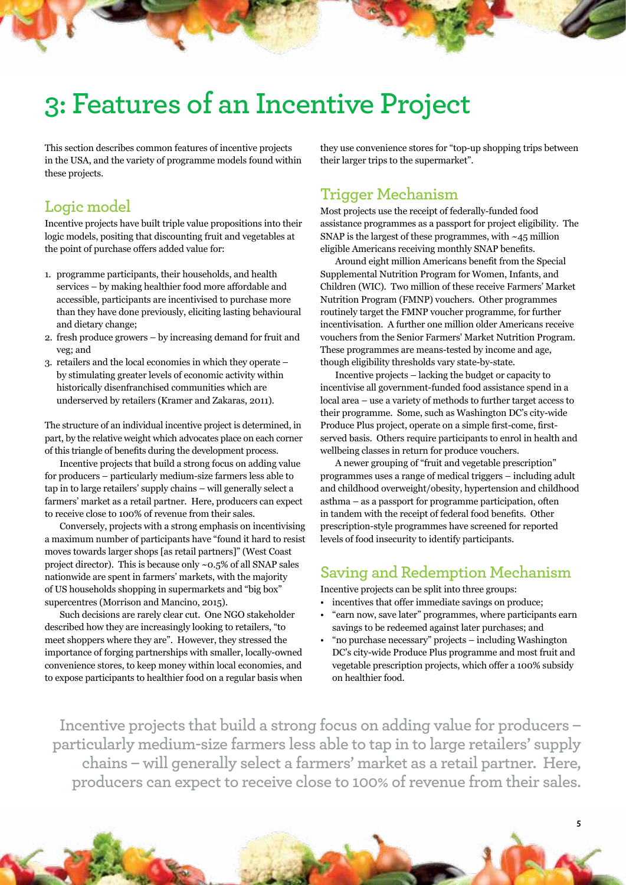# 3: Features of an Incentive Project

This section describes common features of incentive projects in the USA, and the variety of programme models found within these projects.

## Logic model

Incentive projects have built triple value propositions into their logic models, positing that discounting fruit and vegetables at the point of purchase offers added value for:

1. programme participants, their households, and health services – by making healthier food more affordable and accessible, participants are incentivised to purchase more than they have done previously, eliciting lasting behavioural and dietary change;
2. fresh produce growers – by increasing demand for fruit and veg; and
3. retailers and the local economies in which they operate – by stimulating greater levels of economic activity within historically disenfranchised communities which are underserved by retailers (Kramer and Zakaras, 2011).

The structure of an individual incentive project is determined, in part, by the relative weight which advocates place on each corner of this triangle of benefits during the development process.

Incentive projects that build a strong focus on adding value for producers – particularly medium-size farmers less able to tap in to large retailers' supply chains – will generally select a farmers' market as a retail partner. Here, producers can expect to receive close to 100% of revenue from their sales.

Conversely, projects with a strong emphasis on incentivising a maximum number of participants have "found it hard to resist moves towards larger shops [as retail partners]" (West Coast project director). This is because only ~0.5% of all SNAP sales nationwide are spent in farmers' markets, with the majority of US households shopping in supermarkets and "big box" supercentres (Morrison and Mancino, 2015).

Such decisions are rarely clear cut. One NGO stakeholder described how they are increasingly looking to retailers, "to meet shoppers where they are". However, they stressed the importance of forging partnerships with smaller, locally-owned convenience stores, to keep money within local economies, and to expose participants to healthier food on a regular basis when they use convenience stores for "top-up shopping trips between their larger trips to the supermarket".

## Trigger Mechanism

Most projects use the receipt of federally-funded food assistance programmes as a passport for project eligibility. The SNAP is the largest of these programmes, with ~45 million eligible Americans receiving monthly SNAP benefits.

Around eight million Americans benefit from the Special Supplemental Nutrition Program for Women, Infants, and Children (WIC). Two million of these receive Farmers' Market Nutrition Program (FMNP) vouchers. Other programmes routinely target the FMNP voucher programme, for further incentivisation. A further one million older Americans receive vouchers from the Senior Farmers' Market Nutrition Program. These programmes are means-tested by income and age, though eligibility thresholds vary state-by-state.

Incentive projects – lacking the budget or capacity to incentivise all government-funded food assistance spend in a local area – use a variety of methods to further target access to their programme. Some, such as Washington DC's city-wide Produce Plus project, operate on a simple first-come, first-served basis. Others require participants to enrol in health and wellbeing classes in return for produce vouchers.

A newer grouping of "fruit and vegetable prescription" programmes uses a range of medical triggers – including adult and childhood overweight/obesity, hypertension and childhood asthma – as a passport for programme participation, often in tandem with the receipt of federal food benefits. Other prescription-style programmes have screened for reported levels of food insecurity to identify participants.

## Saving and Redemption Mechanism

Incentive projects can be split into three groups:

- incentives that offer immediate savings on produce;
- "earn now, save later" programmes, where participants earn savings to be redeemed against later purchases; and
- "no purchase necessary" projects – including Washington DC's city-wide Produce Plus programme and most fruit and vegetable prescription projects, which offer a 100% subsidy on healthier food.

> Incentive projects that build a strong focus on adding value for producers – particularly medium-size farmers less able to tap in to large retailers' supply chains – will generally select a farmers' market as a retail partner. Here, producers can expect to receive close to 100% of revenue from their sales.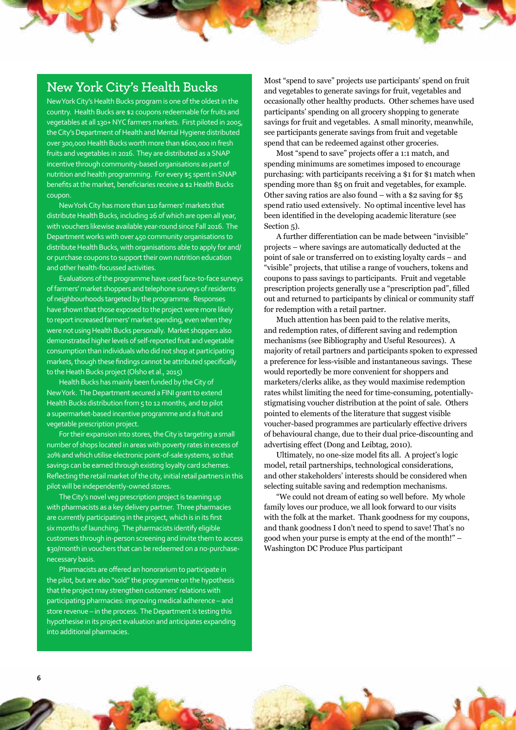## New York City's Health Bucks

New York City's Health Bucks program is one of the oldest in the country. Health Bucks are $2 coupons redeemable for fruits and vegetables at all 130+ NYC farmers markets. First piloted in 2005, the City's Department of Health and Mental Hygiene distributed over 300,000 Health Bucks worth more than $600,000 in fresh fruits and vegetables in 2016. They are distributed as a SNAP incentive through community-based organisations as part of nutrition and health programming. For every $5 spent in SNAP benefits at the market, beneficiaries receive a $2 Health Bucks coupon.

New York City has more than 110 farmers' markets that distribute Health Bucks, including 26 of which are open all year, with vouchers likewise available year-round since Fall 2016. The Department works with over 450 community organisations to distribute Health Bucks, with organisations able to apply for and/or purchase coupons to support their own nutrition education and other health-focussed activities.

Evaluations of the programme have used face-to-face surveys of farmers' market shoppers and telephone surveys of residents of neighbourhoods targeted by the programme. Responses have shown that those exposed to the project were more likely to report increased farmers' market spending, even when they were not using Health Bucks personally. Market shoppers also demonstrated higher levels of self-reported fruit and vegetable consumption than individuals who did not shop at participating markets, though these findings cannot be attributed specifically to the Heath Bucks project (Olsho et al., 2015)

Health Bucks has mainly been funded by the City of New York. The Department secured a FINI grant to extend Health Bucks distribution from 5 to 12 months, and to pilot a supermarket-based incentive programme and a fruit and vegetable prescription project.

For their expansion into stores, the City is targeting a small number of shops located in areas with poverty rates in excess of 20% and which utilise electronic point-of-sale systems, so that savings can be earned through existing loyalty card schemes. Reflecting the retail market of the city, initial retail partners in this pilot will be independently-owned stores.

The City's novel veg prescription project is teaming up with pharmacists as a key delivery partner. Three pharmacies are currently participating in the project, which is in its first six months of launching. The pharmacists identify eligible customers through in-person screening and invite them to access $30/month in vouchers that can be redeemed on a no-purchase-necessary basis.

Pharmacists are offered an honorarium to participate in the pilot, but are also "sold" the programme on the hypothesis that the project may strengthen customers' relations with participating pharmacies: improving medical adherence – and store revenue – in the process. The Department is testing this hypothesise in its project evaluation and anticipates expanding into additional pharmacies.

Most "spend to save" projects use participants' spend on fruit and vegetables to generate savings for fruit, vegetables and occasionally other healthy products. Other schemes have used participants' spending on all grocery shopping to generate savings for fruit and vegetables. A small minority, meanwhile, see participants generate savings from fruit and vegetable spend that can be redeemed against other groceries.

Most "spend to save" projects offer a 1:1 match, and spending minimums are sometimes imposed to encourage purchasing: with participants receiving a $1 for $1 match when spending more than $5 on fruit and vegetables, for example. Other saving ratios are also found – with a $2 saving for $5 spend ratio used extensively. No optimal incentive level has been identified in the developing academic literature (see Section 5).

A further differentiation can be made between "invisible" projects – where savings are automatically deducted at the point of sale or transferred on to existing loyalty cards – and "visible" projects, that utilise a range of vouchers, tokens and coupons to pass savings to participants. Fruit and vegetable prescription projects generally use a "prescription pad", filled out and returned to participants by clinical or community staff for redemption with a retail partner.

Much attention has been paid to the relative merits, and redemption rates, of different saving and redemption mechanisms (see Bibliography and Useful Resources). A majority of retail partners and participants spoken to expressed a preference for less-visible and instantaneous savings. These would reportedly be more convenient for shoppers and marketers/clerks alike, as they would maximise redemption rates whilst limiting the need for time-consuming, potentially-stigmatising voucher distribution at the point of sale. Others pointed to elements of the literature that suggest visible voucher-based programmes are particularly effective drivers of behavioural change, due to their dual price-discounting and advertising effect (Dong and Leibtag, 2010).

Ultimately, no one-size model fits all. A project's logic model, retail partnerships, technological considerations, and other stakeholders' interests should be considered when selecting suitable saving and redemption mechanisms.

"We could not dream of eating so well before. My whole family loves our produce, we all look forward to our visits with the folk at the market. Thank goodness for my coupons, and thank goodness I don't need to spend to save! That's no good when your purse is empty at the end of the month!" – Washington DC Produce Plus participant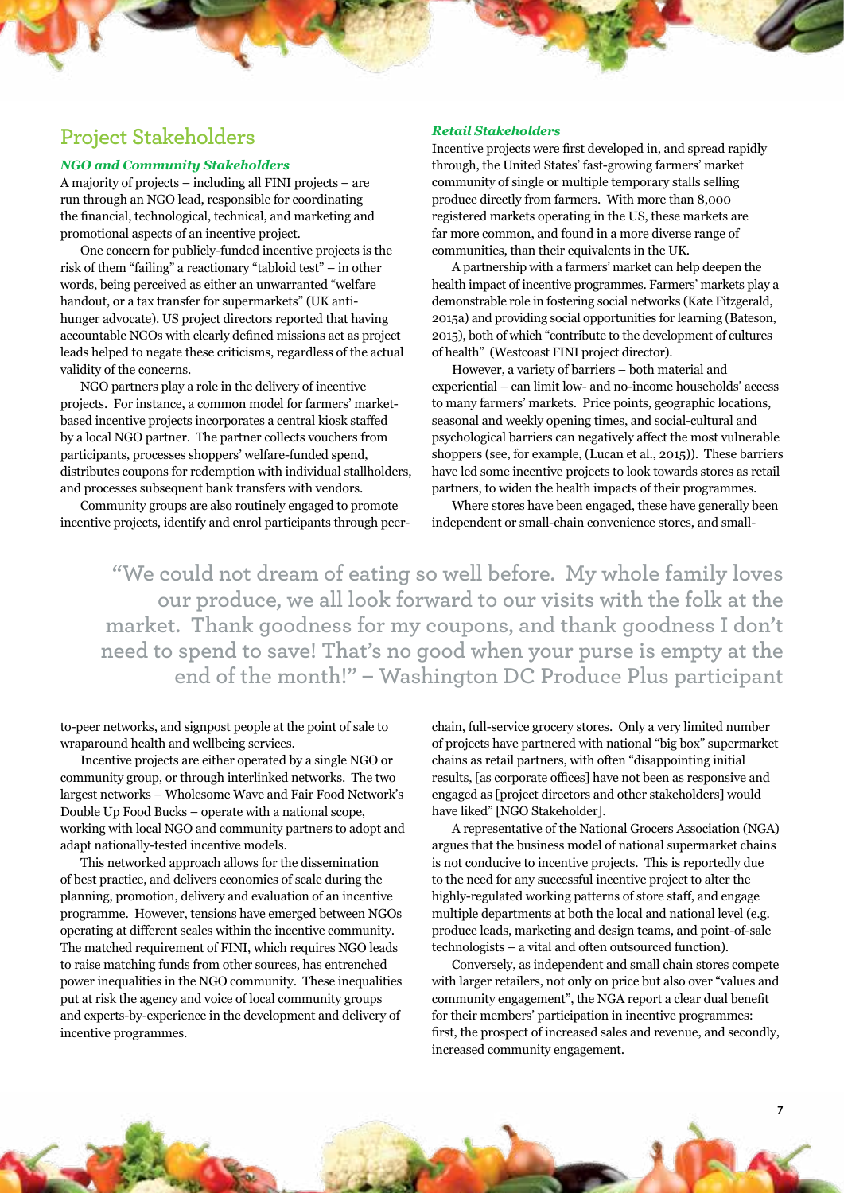## Project Stakeholders

### *NGO and Community Stakeholders*

A majority of projects – including all FINI projects – are run through an NGO lead, responsible for coordinating the financial, technological, technical, and marketing and promotional aspects of an incentive project.

One concern for publicly-funded incentive projects is the risk of them "failing" a reactionary "tabloid test" – in other words, being perceived as either an unwarranted "welfare handout, or a tax transfer for supermarkets" (UK anti-hunger advocate). US project directors reported that having accountable NGOs with clearly defined missions act as project leads helped to negate these criticisms, regardless of the actual validity of the concerns.

NGO partners play a role in the delivery of incentive projects. For instance, a common model for farmers' market-based incentive projects incorporates a central kiosk staffed by a local NGO partner. The partner collects vouchers from participants, processes shoppers' welfare-funded spend, distributes coupons for redemption with individual stallholders, and processes subsequent bank transfers with vendors.

Community groups are also routinely engaged to promote incentive projects, identify and enrol participants through peer-to-peer networks, and signpost people at the point of sale to wraparound health and wellbeing services.

Incentive projects are either operated by a single NGO or community group, or through interlinked networks. The two largest networks – Wholesome Wave and Fair Food Network's Double Up Food Bucks – operate with a national scope, working with local NGO and community partners to adopt and adapt nationally-tested incentive models.

This networked approach allows for the dissemination of best practice, and delivers economies of scale during the planning, promotion, delivery and evaluation of an incentive programme. However, tensions have emerged between NGOs operating at different scales within the incentive community. The matched requirement of FINI, which requires NGO leads to raise matching funds from other sources, has entrenched power inequalities in the NGO community. These inequalities put at risk the agency and voice of local community groups and experts-by-experience in the development and delivery of incentive programmes.

### *Retail Stakeholders*

Incentive projects were first developed in, and spread rapidly through, the United States' fast-growing farmers' market community of single or multiple temporary stalls selling produce directly from farmers. With more than 8,000 registered markets operating in the US, these markets are far more common, and found in a more diverse range of communities, than their equivalents in the UK.

A partnership with a farmers' market can help deepen the health impact of incentive programmes. Farmers' markets play a demonstrable role in fostering social networks (Kate Fitzgerald, 2015a) and providing social opportunities for learning (Bateson, 2015), both of which "contribute to the development of cultures of health" (Westcoast FINI project director).

However, a variety of barriers – both material and experiential – can limit low- and no-income households' access to many farmers' markets. Price points, geographic locations, seasonal and weekly opening times, and social-cultural and psychological barriers can negatively affect the most vulnerable shoppers (see, for example, (Lucan et al., 2015)). These barriers have led some incentive projects to look towards stores as retail partners, to widen the health impacts of their programmes.

Where stores have been engaged, these have generally been independent or small-chain convenience stores, and small-chain, full-service grocery stores. Only a very limited number of projects have partnered with national "big box" supermarket chains as retail partners, with often "disappointing initial results, [as corporate offices] have not been as responsive and engaged as [project directors and other stakeholders] would have liked" [NGO Stakeholder].

A representative of the National Grocers Association (NGA) argues that the business model of national supermarket chains is not conducive to incentive projects. This is reportedly due to the need for any successful incentive project to alter the highly-regulated working patterns of store staff, and engage multiple departments at both the local and national level (e.g. produce leads, marketing and design teams, and point-of-sale technologists – a vital and often outsourced function).

Conversely, as independent and small chain stores compete with larger retailers, not only on price but also over "values and community engagement", the NGA report a clear dual benefit for their members' participation in incentive programmes: first, the prospect of increased sales and revenue, and secondly, increased community engagement.

> **"We could not dream of eating so well before. My whole family loves our produce, we all look forward to our visits with the folk at the market. Thank goodness for my coupons, and thank goodness I don't need to spend to save! That's no good when your purse is empty at the end of the month!" – Washington DC Produce Plus participant**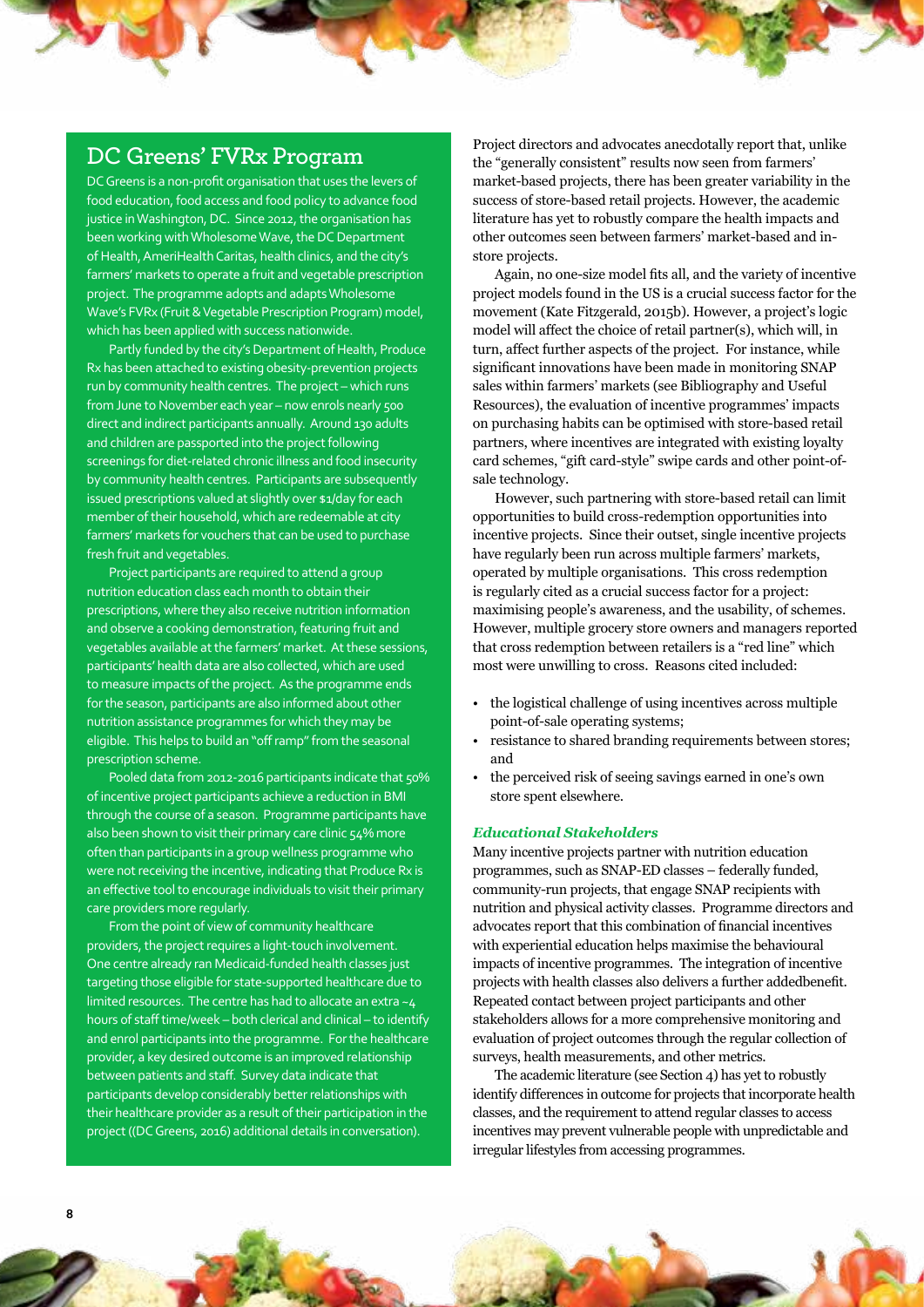## DC Greens' FVRx Program

DC Greens is a non-profit organisation that uses the levers of food education, food access and food policy to advance food justice in Washington, DC. Since 2012, the organisation has been working with Wholesome Wave, the DC Department of Health, AmeriHealth Caritas, health clinics, and the city's farmers' markets to operate a fruit and vegetable prescription project. The programme adopts and adapts Wholesome Wave's FVRx (Fruit & Vegetable Prescription Program) model, which has been applied with success nationwide.

Partly funded by the city's Department of Health, Produce Rx has been attached to existing obesity-prevention projects run by community health centres. The project – which runs from June to November each year – now enrols nearly 500 direct and indirect participants annually. Around 130 adults and children are passported into the project following screenings for diet-related chronic illness and food insecurity by community health centres. Participants are subsequently issued prescriptions valued at slightly over $1/day for each member of their household, which are redeemable at city farmers' markets for vouchers that can be used to purchase fresh fruit and vegetables.

Project participants are required to attend a group nutrition education class each month to obtain their prescriptions, where they also receive nutrition information and observe a cooking demonstration, featuring fruit and vegetables available at the farmers' market. At these sessions, participants' health data are also collected, which are used to measure impacts of the project. As the programme ends for the season, participants are also informed about other nutrition assistance programmes for which they may be eligible. This helps to build an "off ramp" from the seasonal prescription scheme.

Pooled data from 2012-2016 participants indicate that 50% of incentive project participants achieve a reduction in BMI through the course of a season. Programme participants have also been shown to visit their primary care clinic 54% more often than participants in a group wellness programme who were not receiving the incentive, indicating that Produce Rx is an effective tool to encourage individuals to visit their primary care providers more regularly.

From the point of view of community healthcare providers, the project requires a light-touch involvement. One centre already ran Medicaid-funded health classes just targeting those eligible for state-supported healthcare due to limited resources. The centre has had to allocate an extra ~4 hours of staff time/week – both clerical and clinical – to identify and enrol participants into the programme. For the healthcare provider, a key desired outcome is an improved relationship between patients and staff. Survey data indicate that participants develop considerably better relationships with their healthcare provider as a result of their participation in the project ((DC Greens, 2016) additional details in conversation).

Project directors and advocates anecdotally report that, unlike the "generally consistent" results now seen from farmers' market-based projects, there has been greater variability in the success of store-based retail projects. However, the academic literature has yet to robustly compare the health impacts and other outcomes seen between farmers' market-based and in-store projects.

Again, no one-size model fits all, and the variety of incentive project models found in the US is a crucial success factor for the movement (Kate Fitzgerald, 2015b). However, a project's logic model will affect the choice of retail partner(s), which will, in turn, affect further aspects of the project. For instance, while significant innovations have been made in monitoring SNAP sales within farmers' markets (see Bibliography and Useful Resources), the evaluation of incentive programmes' impacts on purchasing habits can be optimised with store-based retail partners, where incentives are integrated with existing loyalty card schemes, "gift card-style" swipe cards and other point-of-sale technology.

However, such partnering with store-based retail can limit opportunities to build cross-redemption opportunities into incentive projects. Since their outset, single incentive projects have regularly been run across multiple farmers' markets, operated by multiple organisations. This cross redemption is regularly cited as a crucial success factor for a project: maximising people's awareness, and the usability, of schemes. However, multiple grocery store owners and managers reported that cross redemption between retailers is a "red line" which most were unwilling to cross. Reasons cited included:

- the logistical challenge of using incentives across multiple point-of-sale operating systems;
- resistance to shared branding requirements between stores; and
- the perceived risk of seeing savings earned in one's own store spent elsewhere.

### *Educational Stakeholders*

Many incentive projects partner with nutrition education programmes, such as SNAP-ED classes – federally funded, community-run projects, that engage SNAP recipients with nutrition and physical activity classes. Programme directors and advocates report that this combination of financial incentives with experiential education helps maximise the behavioural impacts of incentive programmes. The integration of incentive projects with health classes also delivers a further addedbenefit. Repeated contact between project participants and other stakeholders allows for a more comprehensive monitoring and evaluation of project outcomes through the regular collection of surveys, health measurements, and other metrics.

The academic literature (see Section 4) has yet to robustly identify differences in outcome for projects that incorporate health classes, and the requirement to attend regular classes to access incentives may prevent vulnerable people with unpredictable and irregular lifestyles from accessing programmes.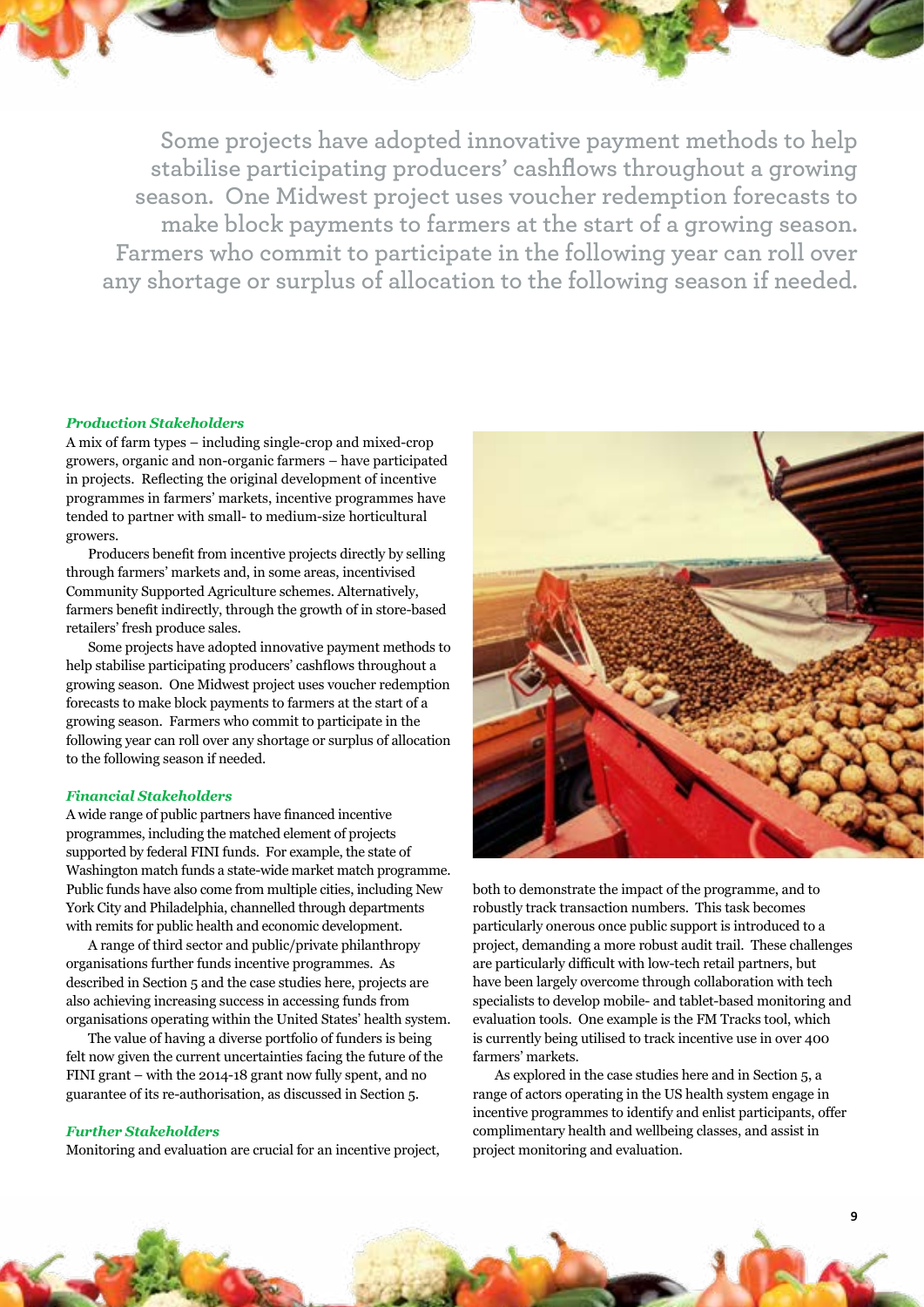> Some projects have adopted innovative payment methods to help stabilise participating producers' cashflows throughout a growing season. One Midwest project uses voucher redemption forecasts to make block payments to farmers at the start of a growing season. Farmers who commit to participate in the following year can roll over any shortage or surplus of allocation to the following season if needed.

### *Production Stakeholders*

A mix of farm types – including single-crop and mixed-crop growers, organic and non-organic farmers – have participated in projects. Reflecting the original development of incentive programmes in farmers' markets, incentive programmes have tended to partner with small- to medium-size horticultural growers.

Producers benefit from incentive projects directly by selling through farmers' markets and, in some areas, incentivised Community Supported Agriculture schemes. Alternatively, farmers benefit indirectly, through the growth of in store-based retailers' fresh produce sales.

Some projects have adopted innovative payment methods to help stabilise participating producers' cashflows throughout a growing season. One Midwest project uses voucher redemption forecasts to make block payments to farmers at the start of a growing season. Farmers who commit to participate in the following year can roll over any shortage or surplus of allocation to the following season if needed.

### *Financial Stakeholders*

A wide range of public partners have financed incentive programmes, including the matched element of projects supported by federal FINI funds. For example, the state of Washington match funds a state-wide market match programme. Public funds have also come from multiple cities, including New York City and Philadelphia, channelled through departments with remits for public health and economic development.

A range of third sector and public/private philanthropy organisations further funds incentive programmes. As described in Section 5 and the case studies here, projects are also achieving increasing success in accessing funds from organisations operating within the United States' health system.

The value of having a diverse portfolio of funders is being felt now given the current uncertainties facing the future of the FINI grant – with the 2014-18 grant now fully spent, and no guarantee of its re-authorisation, as discussed in Section 5.

### *Further Stakeholders*

Monitoring and evaluation are crucial for an incentive project, both to demonstrate the impact of the programme, and to robustly track transaction numbers. This task becomes particularly onerous once public support is introduced to a project, demanding a more robust audit trail. These challenges are particularly difficult with low-tech retail partners, but have been largely overcome through collaboration with tech specialists to develop mobile- and tablet-based monitoring and evaluation tools. One example is the FM Tracks tool, which is currently being utilised to track incentive use in over 400 farmers' markets.

As explored in the case studies here and in Section 5, a range of actors operating in the US health system engage in incentive programmes to identify and enlist participants, offer complimentary health and wellbeing classes, and assist in project monitoring and evaluation.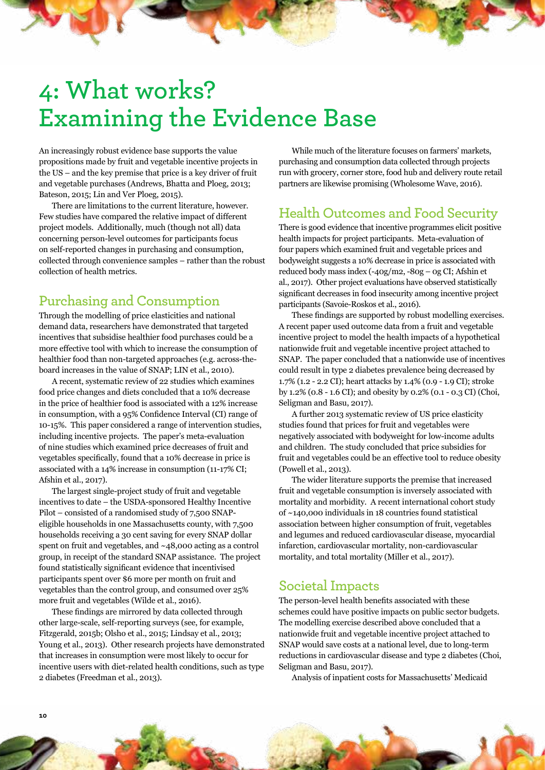# 4: What works? Examining the Evidence Base

An increasingly robust evidence base supports the value propositions made by fruit and vegetable incentive projects in the US – and the key premise that price is a key driver of fruit and vegetable purchases (Andrews, Bhatta and Ploeg, 2013; Bateson, 2015; Lin and Ver Ploeg, 2015).

There are limitations to the current literature, however. Few studies have compared the relative impact of different project models. Additionally, much (though not all) data concerning person-level outcomes for participants focus on self-reported changes in purchasing and consumption, collected through convenience samples – rather than the robust collection of health metrics.

## Purchasing and Consumption

Through the modelling of price elasticities and national demand data, researchers have demonstrated that targeted incentives that subsidise healthier food purchases could be a more effective tool with which to increase the consumption of healthier food than non-targeted approaches (e.g. across-the-board increases in the value of SNAP; LIN et al., 2010).

A recent, systematic review of 22 studies which examines food price changes and diets concluded that a 10% decrease in the price of healthier food is associated with a 12% increase in consumption, with a 95% Confidence Interval (CI) range of 10-15%. This paper considered a range of intervention studies, including incentive projects. The paper's meta-evaluation of nine studies which examined price decreases of fruit and vegetables specifically, found that a 10% decrease in price is associated with a 14% increase in consumption (11-17% CI; Afshin et al., 2017).

The largest single-project study of fruit and vegetable incentives to date – the USDA-sponsored Healthy Incentive Pilot – consisted of a randomised study of 7,500 SNAP-eligible households in one Massachusetts county, with 7,500 households receiving a 30 cent saving for every SNAP dollar spent on fruit and vegetables, and ~48,000 acting as a control group, in receipt of the standard SNAP assistance. The project found statistically significant evidence that incentivised participants spent over $6 more per month on fruit and vegetables than the control group, and consumed over 25% more fruit and vegetables (Wilde et al., 2016).

These findings are mirrored by data collected through other large-scale, self-reporting surveys (see, for example, Fitzgerald, 2015b; Olsho et al., 2015; Lindsay et al., 2013; Young et al., 2013). Other research projects have demonstrated that increases in consumption were most likely to occur for incentive users with diet-related health conditions, such as type 2 diabetes (Freedman et al., 2013).

While much of the literature focuses on farmers' markets, purchasing and consumption data collected through projects run with grocery, corner store, food hub and delivery route retail partners are likewise promising (Wholesome Wave, 2016).

## Health Outcomes and Food Security

There is good evidence that incentive programmes elicit positive health impacts for project participants. Meta-evaluation of four papers which examined fruit and vegetable prices and bodyweight suggests a 10% decrease in price is associated with reduced body mass index (-40g/m2, -80g – 0g CI; Afshin et al., 2017). Other project evaluations have observed statistically significant decreases in food insecurity among incentive project participants (Savoie-Roskos et al., 2016).

These findings are supported by robust modelling exercises. A recent paper used outcome data from a fruit and vegetable incentive project to model the health impacts of a hypothetical nationwide fruit and vegetable incentive project attached to SNAP. The paper concluded that a nationwide use of incentives could result in type 2 diabetes prevalence being decreased by 1.7% (1.2 - 2.2 CI); heart attacks by 1.4% (0.9 - 1.9 CI); stroke by 1.2% (0.8 - 1.6 CI); and obesity by 0.2% (0.1 - 0.3 CI) (Choi, Seligman and Basu, 2017).

A further 2013 systematic review of US price elasticity studies found that prices for fruit and vegetables were negatively associated with bodyweight for low-income adults and children. The study concluded that price subsidies for fruit and vegetables could be an effective tool to reduce obesity (Powell et al., 2013).

The wider literature supports the premise that increased fruit and vegetable consumption is inversely associated with mortality and morbidity. A recent international cohort study of ~140,000 individuals in 18 countries found statistical association between higher consumption of fruit, vegetables and legumes and reduced cardiovascular disease, myocardial infarction, cardiovascular mortality, non-cardiovascular mortality, and total mortality (Miller et al., 2017).

## Societal Impacts

The person-level health benefits associated with these schemes could have positive impacts on public sector budgets. The modelling exercise described above concluded that a nationwide fruit and vegetable incentive project attached to SNAP would save costs at a national level, due to long-term reductions in cardiovascular disease and type 2 diabetes (Choi, Seligman and Basu, 2017).

Analysis of inpatient costs for Massachusetts' Medicaid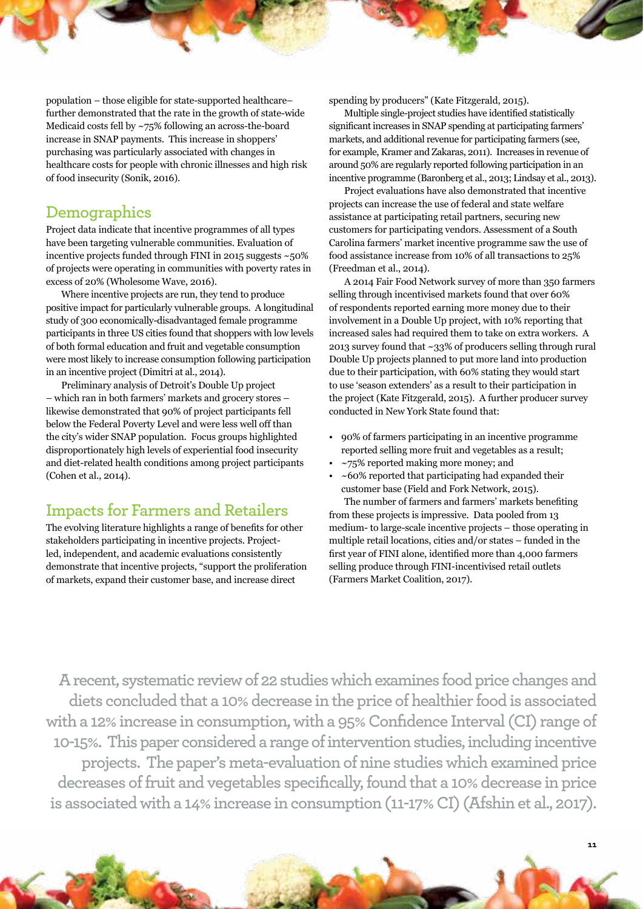population – those eligible for state-supported healthcare– further demonstrated that the rate in the growth of state-wide Medicaid costs fell by ~75% following an across-the-board increase in SNAP payments. This increase in shoppers' purchasing was particularly associated with changes in healthcare costs for people with chronic illnesses and high risk of food insecurity (Sonik, 2016).

## Demographics

Project data indicate that incentive programmes of all types have been targeting vulnerable communities. Evaluation of incentive projects funded through FINI in 2015 suggests ~50% of projects were operating in communities with poverty rates in excess of 20% (Wholesome Wave, 2016).

Where incentive projects are run, they tend to produce positive impact for particularly vulnerable groups. A longitudinal study of 300 economically-disadvantaged female programme participants in three US cities found that shoppers with low levels of both formal education and fruit and vegetable consumption were most likely to increase consumption following participation in an incentive project (Dimitri at al., 2014).

Preliminary analysis of Detroit's Double Up project – which ran in both farmers' markets and grocery stores – likewise demonstrated that 90% of project participants fell below the Federal Poverty Level and were less well off than the city's wider SNAP population. Focus groups highlighted disproportionately high levels of experiential food insecurity and diet-related health conditions among project participants (Cohen et al., 2014).

## Impacts for Farmers and Retailers

The evolving literature highlights a range of benefits for other stakeholders participating in incentive projects. Project-led, independent, and academic evaluations consistently demonstrate that incentive projects, "support the proliferation of markets, expand their customer base, and increase direct spending by producers" (Kate Fitzgerald, 2015).

Multiple single-project studies have identified statistically significant increases in SNAP spending at participating farmers' markets, and additional revenue for participating farmers (see, for example, Kramer and Zakaras, 2011). Increases in revenue of around 50% are regularly reported following participation in an incentive programme (Baronberg et al., 2013; Lindsay et al., 2013).

Project evaluations have also demonstrated that incentive projects can increase the use of federal and state welfare assistance at participating retail partners, securing new customers for participating vendors. Assessment of a South Carolina farmers' market incentive programme saw the use of food assistance increase from 10% of all transactions to 25% (Freedman et al., 2014).

A 2014 Fair Food Network survey of more than 350 farmers selling through incentivised markets found that over 60% of respondents reported earning more money due to their involvement in a Double Up project, with 10% reporting that increased sales had required them to take on extra workers. A 2013 survey found that ~33% of producers selling through rural Double Up projects planned to put more land into production due to their participation, with 60% stating they would start to use 'season extenders' as a result to their participation in the project (Kate Fitzgerald, 2015). A further producer survey conducted in New York State found that:

- 90% of farmers participating in an incentive programme reported selling more fruit and vegetables as a result;
- ~75% reported making more money; and
- ~60% reported that participating had expanded their customer base (Field and Fork Network, 2015).

The number of farmers and farmers' markets benefiting from these projects is impressive. Data pooled from 13 medium- to large-scale incentive projects – those operating in multiple retail locations, cities and/or states – funded in the first year of FINI alone, identified more than 4,000 farmers selling produce through FINI-incentivised retail outlets (Farmers Market Coalition, 2017).

**A recent, systematic review of 22 studies which examines food price changes and diets concluded that a 10% decrease in the price of healthier food is associated with a 12% increase in consumption, with a 95% Confidence Interval (CI) range of 10-15%. This paper considered a range of intervention studies, including incentive projects. The paper's meta-evaluation of nine studies which examined price decreases of fruit and vegetables specifically, found that a 10% decrease in price is associated with a 14% increase in consumption (11-17% CI) (Afshin et al., 2017).**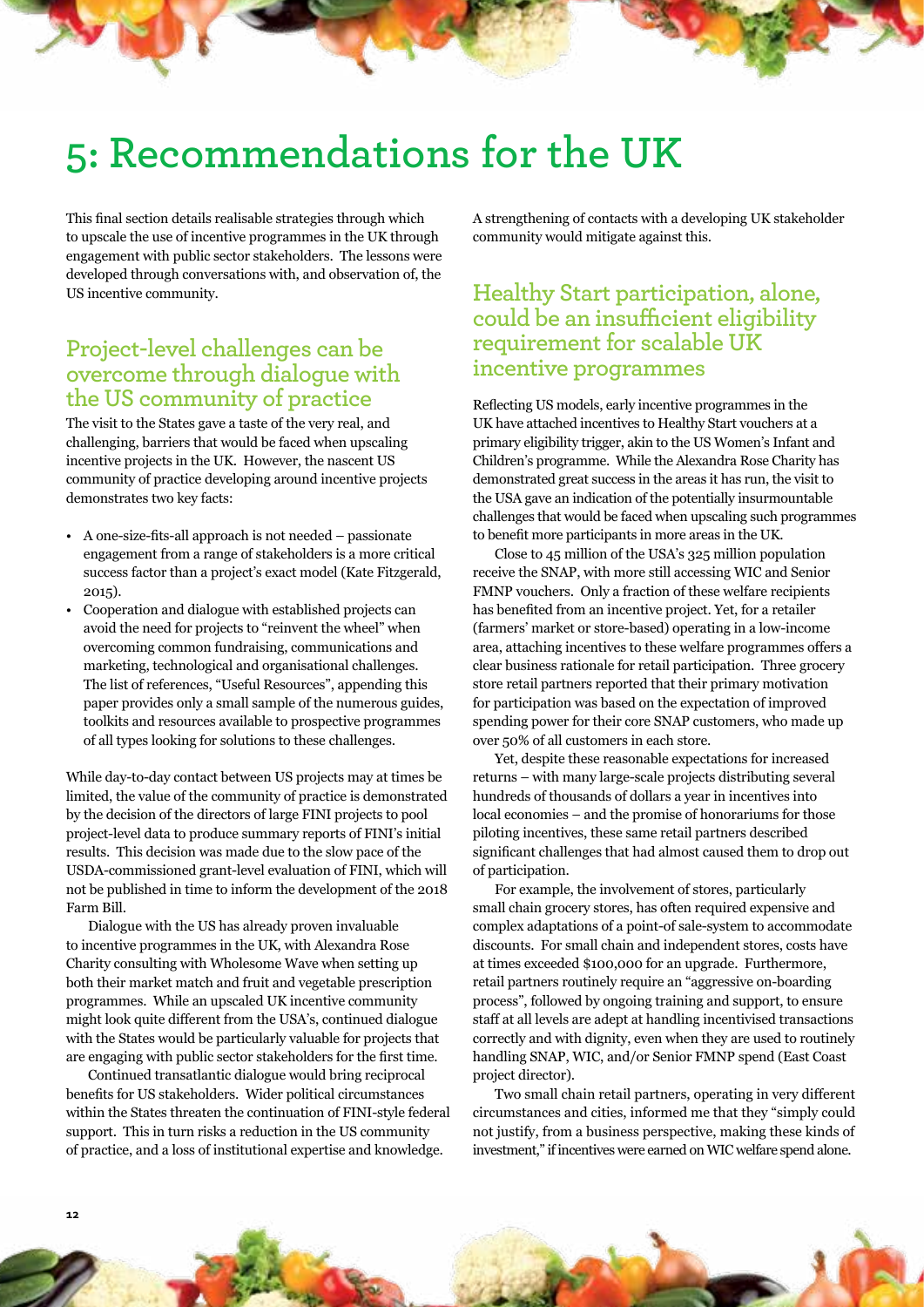# 5: Recommendations for the UK

This final section details realisable strategies through which to upscale the use of incentive programmes in the UK through engagement with public sector stakeholders. The lessons were developed through conversations with, and observation of, the US incentive community.

## Project-level challenges can be overcome through dialogue with the US community of practice

The visit to the States gave a taste of the very real, and challenging, barriers that would be faced when upscaling incentive projects in the UK. However, the nascent US community of practice developing around incentive projects demonstrates two key facts:

- A one-size-fits-all approach is not needed – passionate engagement from a range of stakeholders is a more critical success factor than a project's exact model (Kate Fitzgerald, 2015).
- Cooperation and dialogue with established projects can avoid the need for projects to "reinvent the wheel" when overcoming common fundraising, communications and marketing, technological and organisational challenges. The list of references, "Useful Resources", appending this paper provides only a small sample of the numerous guides, toolkits and resources available to prospective programmes of all types looking for solutions to these challenges.

While day-to-day contact between US projects may at times be limited, the value of the community of practice is demonstrated by the decision of the directors of large FINI projects to pool project-level data to produce summary reports of FINI's initial results. This decision was made due to the slow pace of the USDA-commissioned grant-level evaluation of FINI, which will not be published in time to inform the development of the 2018 Farm Bill.

Dialogue with the US has already proven invaluable to incentive programmes in the UK, with Alexandra Rose Charity consulting with Wholesome Wave when setting up both their market match and fruit and vegetable prescription programmes. While an upscaled UK incentive community might look quite different from the USA's, continued dialogue with the States would be particularly valuable for projects that are engaging with public sector stakeholders for the first time.

Continued transatlantic dialogue would bring reciprocal benefits for US stakeholders. Wider political circumstances within the States threaten the continuation of FINI-style federal support. This in turn risks a reduction in the US community of practice, and a loss of institutional expertise and knowledge. A strengthening of contacts with a developing UK stakeholder community would mitigate against this.

## Healthy Start participation, alone, could be an insufficient eligibility requirement for scalable UK incentive programmes

Reflecting US models, early incentive programmes in the UK have attached incentives to Healthy Start vouchers at a primary eligibility trigger, akin to the US Women's Infant and Children's programme. While the Alexandra Rose Charity has demonstrated great success in the areas it has run, the visit to the USA gave an indication of the potentially insurmountable challenges that would be faced when upscaling such programmes to benefit more participants in more areas in the UK.

Close to 45 million of the USA's 325 million population receive the SNAP, with more still accessing WIC and Senior FMNP vouchers. Only a fraction of these welfare recipients has benefited from an incentive project. Yet, for a retailer (farmers' market or store-based) operating in a low-income area, attaching incentives to these welfare programmes offers a clear business rationale for retail participation. Three grocery store retail partners reported that their primary motivation for participation was based on the expectation of improved spending power for their core SNAP customers, who made up over 50% of all customers in each store.

Yet, despite these reasonable expectations for increased returns – with many large-scale projects distributing several hundreds of thousands of dollars a year in incentives into local economies – and the promise of honorariums for those piloting incentives, these same retail partners described significant challenges that had almost caused them to drop out of participation.

For example, the involvement of stores, particularly small chain grocery stores, has often required expensive and complex adaptations of a point-of-sale-system to accommodate discounts. For small chain and independent stores, costs have at times exceeded $100,000 for an upgrade. Furthermore, retail partners routinely require an "aggressive on-boarding process", followed by ongoing training and support, to ensure staff at all levels are adept at handling incentivised transactions correctly and with dignity, even when they are used to routinely handling SNAP, WIC, and/or Senior FMNP spend (East Coast project director).

Two small chain retail partners, operating in very different circumstances and cities, informed me that they "simply could not justify, from a business perspective, making these kinds of investment," if incentives were earned on WIC welfare spend alone.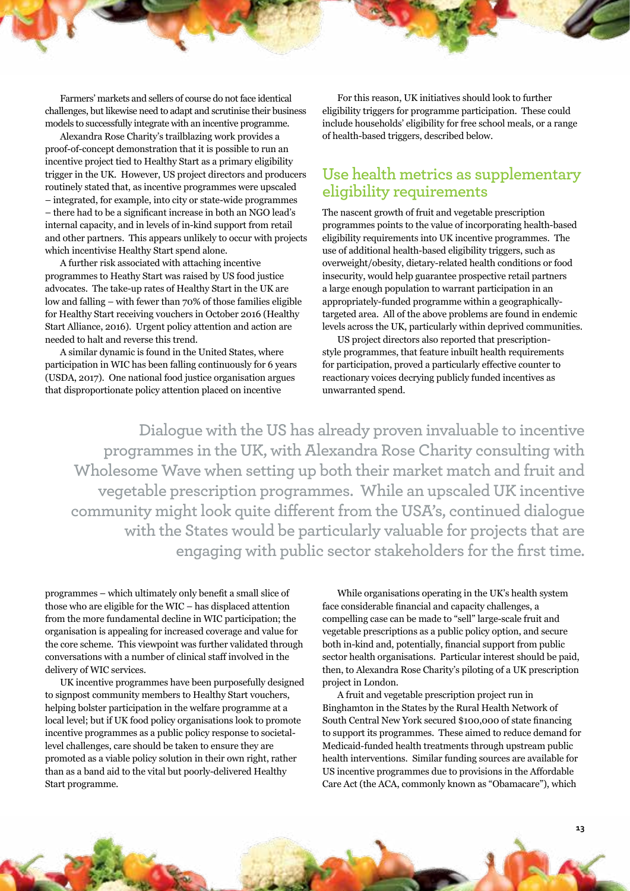Farmers' markets and sellers of course do not face identical challenges, but likewise need to adapt and scrutinise their business models to successfully integrate with an incentive programme.

Alexandra Rose Charity's trailblazing work provides a proof-of-concept demonstration that it is possible to run an incentive project tied to Healthy Start as a primary eligibility trigger in the UK. However, US project directors and producers routinely stated that, as incentive programmes were upscaled – integrated, for example, into city or state-wide programmes – there had to be a significant increase in both an NGO lead's internal capacity, and in levels of in-kind support from retail and other partners. This appears unlikely to occur with projects which incentivise Healthy Start spend alone.

A further risk associated with attaching incentive programmes to Heathy Start was raised by US food justice advocates. The take-up rates of Healthy Start in the UK are low and falling – with fewer than 70% of those families eligible for Healthy Start receiving vouchers in October 2016 (Healthy Start Alliance, 2016). Urgent policy attention and action are needed to halt and reverse this trend.

A similar dynamic is found in the United States, where participation in WIC has been falling continuously for 6 years (USDA, 2017). One national food justice organisation argues that disproportionate policy attention placed on incentive programmes – which ultimately only benefit a small slice of those who are eligible for the WIC – has displaced attention from the more fundamental decline in WIC participation; the organisation is appealing for increased coverage and value for the core scheme. This viewpoint was further validated through conversations with a number of clinical staff involved in the delivery of WIC services.

UK incentive programmes have been purposefully designed to signpost community members to Healthy Start vouchers, helping bolster participation in the welfare programme at a local level; but if UK food policy organisations look to promote incentive programmes as a public policy response to societal-level challenges, care should be taken to ensure they are promoted as a viable policy solution in their own right, rather than as a band aid to the vital but poorly-delivered Healthy Start programme.

For this reason, UK initiatives should look to further eligibility triggers for programme participation. These could include households' eligibility for free school meals, or a range of health-based triggers, described below.

## Use health metrics as supplementary eligibility requirements

The nascent growth of fruit and vegetable prescription programmes points to the value of incorporating health-based eligibility requirements into UK incentive programmes. The use of additional health-based eligibility triggers, such as overweight/obesity, dietary-related health conditions or food insecurity, would help guarantee prospective retail partners a large enough population to warrant participation in an appropriately-funded programme within a geographically-targeted area. All of the above problems are found in endemic levels across the UK, particularly within deprived communities.

US project directors also reported that prescription-style programmes, that feature inbuilt health requirements for participation, proved a particularly effective counter to reactionary voices decrying publicly funded incentives as unwarranted spend.

While organisations operating in the UK's health system face considerable financial and capacity challenges, a compelling case can be made to "sell" large-scale fruit and vegetable prescriptions as a public policy option, and secure both in-kind and, potentially, financial support from public sector health organisations. Particular interest should be paid, then, to Alexandra Rose Charity's piloting of a UK prescription project in London.

A fruit and vegetable prescription project run in Binghamton in the States by the Rural Health Network of South Central New York secured $100,000 of state financing to support its programmes. These aimed to reduce demand for Medicaid-funded health treatments through upstream public health interventions. Similar funding sources are available for US incentive programmes due to provisions in the Affordable Care Act (the ACA, commonly known as "Obamacare"), which

> **Dialogue with the US has already proven invaluable to incentive programmes in the UK, with Alexandra Rose Charity consulting with Wholesome Wave when setting up both their market match and fruit and vegetable prescription programmes. While an upscaled UK incentive community might look quite different from the USA's, continued dialogue with the States would be particularly valuable for projects that are engaging with public sector stakeholders for the first time.**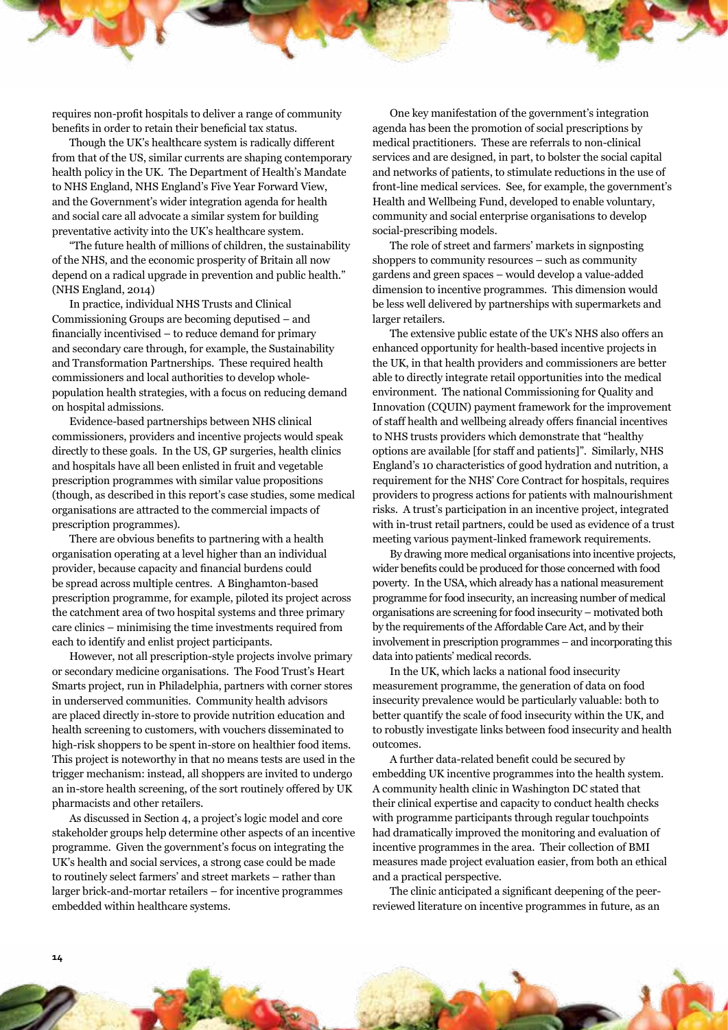requires non-profit hospitals to deliver a range of community benefits in order to retain their beneficial tax status.

Though the UK's healthcare system is radically different from that of the US, similar currents are shaping contemporary health policy in the UK. The Department of Health's Mandate to NHS England, NHS England's Five Year Forward View, and the Government's wider integration agenda for health and social care all advocate a similar system for building preventative activity into the UK's healthcare system.

"The future health of millions of children, the sustainability of the NHS, and the economic prosperity of Britain all now depend on a radical upgrade in prevention and public health." (NHS England, 2014)

In practice, individual NHS Trusts and Clinical Commissioning Groups are becoming deputised – and financially incentivised – to reduce demand for primary and secondary care through, for example, the Sustainability and Transformation Partnerships. These required health commissioners and local authorities to develop whole-population health strategies, with a focus on reducing demand on hospital admissions.

Evidence-based partnerships between NHS clinical commissioners, providers and incentive projects would speak directly to these goals. In the US, GP surgeries, health clinics and hospitals have all been enlisted in fruit and vegetable prescription programmes with similar value propositions (though, as described in this report's case studies, some medical organisations are attracted to the commercial impacts of prescription programmes).

There are obvious benefits to partnering with a health organisation operating at a level higher than an individual provider, because capacity and financial burdens could be spread across multiple centres. A Binghamton-based prescription programme, for example, piloted its project across the catchment area of two hospital systems and three primary care clinics – minimising the time investments required from each to identify and enlist project participants.

However, not all prescription-style projects involve primary or secondary medicine organisations. The Food Trust's Heart Smarts project, run in Philadelphia, partners with corner stores in underserved communities. Community health advisors are placed directly in-store to provide nutrition education and health screening to customers, with vouchers disseminated to high-risk shoppers to be spent in-store on healthier food items. This project is noteworthy in that no means tests are used in the trigger mechanism: instead, all shoppers are invited to undergo an in-store health screening, of the sort routinely offered by UK pharmacists and other retailers.

As discussed in Section 4, a project's logic model and core stakeholder groups help determine other aspects of an incentive programme. Given the government's focus on integrating the UK's health and social services, a strong case could be made to routinely select farmers' and street markets – rather than larger brick-and-mortar retailers – for incentive programmes embedded within healthcare systems.

One key manifestation of the government's integration agenda has been the promotion of social prescriptions by medical practitioners. These are referrals to non-clinical services and are designed, in part, to bolster the social capital and networks of patients, to stimulate reductions in the use of front-line medical services. See, for example, the government's Health and Wellbeing Fund, developed to enable voluntary, community and social enterprise organisations to develop social-prescribing models.

The role of street and farmers' markets in signposting shoppers to community resources – such as community gardens and green spaces – would develop a value-added dimension to incentive programmes. This dimension would be less well delivered by partnerships with supermarkets and larger retailers.

The extensive public estate of the UK's NHS also offers an enhanced opportunity for health-based incentive projects in the UK, in that health providers and commissioners are better able to directly integrate retail opportunities into the medical environment. The national Commissioning for Quality and Innovation (CQUIN) payment framework for the improvement of staff health and wellbeing already offers financial incentives to NHS trusts providers which demonstrate that "healthy options are available [for staff and patients]". Similarly, NHS England's 10 characteristics of good hydration and nutrition, a requirement for the NHS' Core Contract for hospitals, requires providers to progress actions for patients with malnourishment risks. A trust's participation in an incentive project, integrated with in-trust retail partners, could be used as evidence of a trust meeting various payment-linked framework requirements.

By drawing more medical organisations into incentive projects, wider benefits could be produced for those concerned with food poverty. In the USA, which already has a national measurement programme for food insecurity, an increasing number of medical organisations are screening for food insecurity – motivated both by the requirements of the Affordable Care Act, and by their involvement in prescription programmes – and incorporating this data into patients' medical records.

In the UK, which lacks a national food insecurity measurement programme, the generation of data on food insecurity prevalence would be particularly valuable: both to better quantify the scale of food insecurity within the UK, and to robustly investigate links between food insecurity and health outcomes.

A further data-related benefit could be secured by embedding UK incentive programmes into the health system. A community health clinic in Washington DC stated that their clinical expertise and capacity to conduct health checks with programme participants through regular touchpoints had dramatically improved the monitoring and evaluation of incentive programmes in the area. Their collection of BMI measures made project evaluation easier, from both an ethical and a practical perspective.

The clinic anticipated a significant deepening of the peer-reviewed literature on incentive programmes in future, as an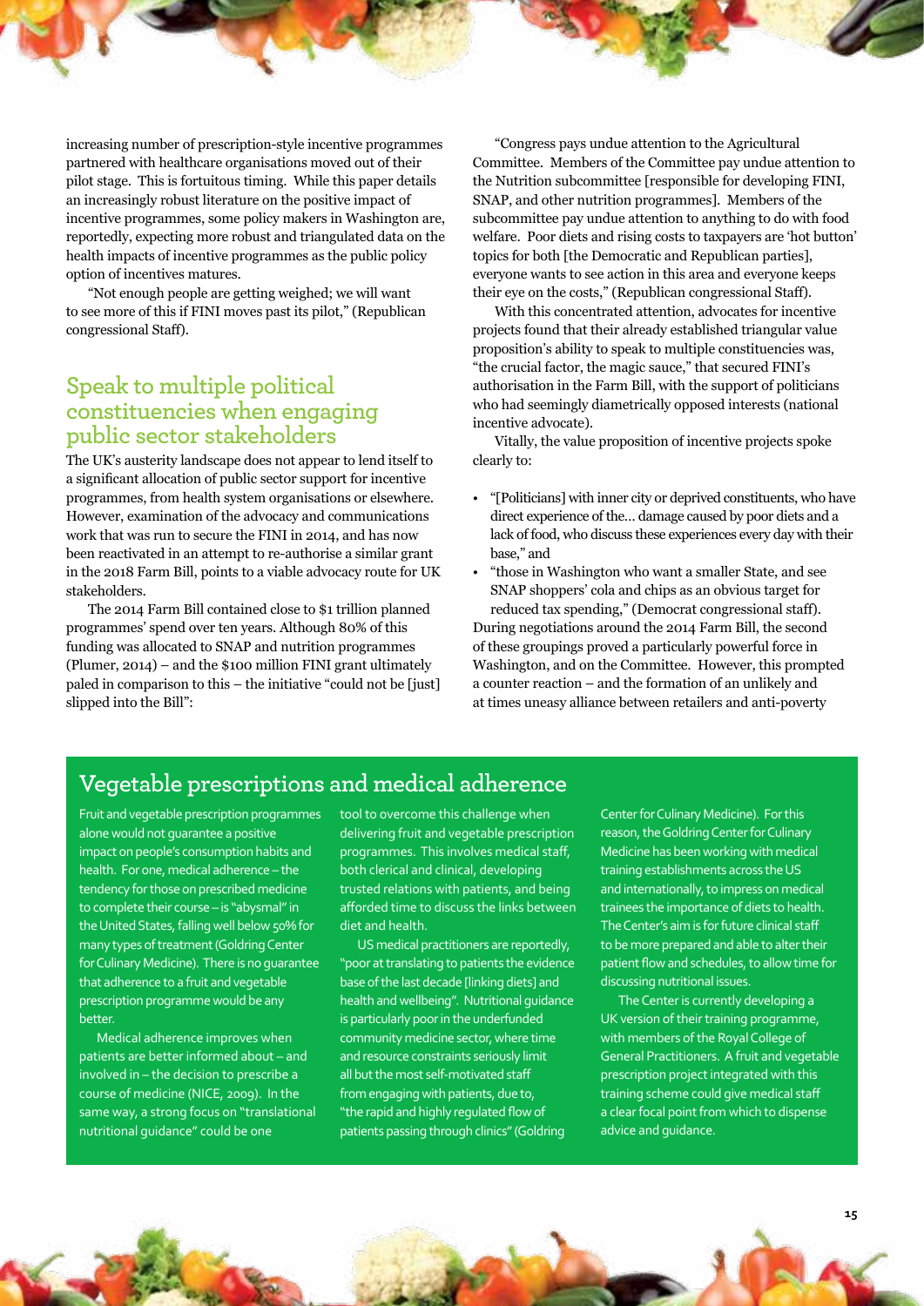increasing number of prescription-style incentive programmes partnered with healthcare organisations moved out of their pilot stage. This is fortuitous timing. While this paper details an increasingly robust literature on the positive impact of incentive programmes, some policy makers in Washington are, reportedly, expecting more robust and triangulated data on the health impacts of incentive programmes as the public policy option of incentives matures.

"Not enough people are getting weighed; we will want to see more of this if FINI moves past its pilot," (Republican congressional Staff).

## Speak to multiple political constituencies when engaging public sector stakeholders

The UK's austerity landscape does not appear to lend itself to a significant allocation of public sector support for incentive programmes, from health system organisations or elsewhere. However, examination of the advocacy and communications work that was run to secure the FINI in 2014, and has now been reactivated in an attempt to re-authorise a similar grant in the 2018 Farm Bill, points to a viable advocacy route for UK stakeholders.

The 2014 Farm Bill contained close to $1 trillion planned programmes' spend over ten years. Although 80% of this funding was allocated to SNAP and nutrition programmes (Plumer, 2014) – and the $100 million FINI grant ultimately paled in comparison to this – the initiative "could not be [just] slipped into the Bill":

"Congress pays undue attention to the Agricultural Committee. Members of the Committee pay undue attention to the Nutrition subcommittee [responsible for developing FINI, SNAP, and other nutrition programmes]. Members of the subcommittee pay undue attention to anything to do with food welfare. Poor diets and rising costs to taxpayers are 'hot button' topics for both [the Democratic and Republican parties], everyone wants to see action in this area and everyone keeps their eye on the costs," (Republican congressional Staff).

With this concentrated attention, advocates for incentive projects found that their already established triangular value proposition's ability to speak to multiple constituencies was, "the crucial factor, the magic sauce," that secured FINI's authorisation in the Farm Bill, with the support of politicians who had seemingly diametrically opposed interests (national incentive advocate).

Vitally, the value proposition of incentive projects spoke clearly to:

- "[Politicians] with inner city or deprived constituents, who have direct experience of the… damage caused by poor diets and a lack of food, who discuss these experiences every day with their base," and
- "those in Washington who want a smaller State, and see SNAP shoppers' cola and chips as an obvious target for reduced tax spending," (Democrat congressional staff).

During negotiations around the 2014 Farm Bill, the second of these groupings proved a particularly powerful force in Washington, and on the Committee. However, this prompted a counter reaction – and the formation of an unlikely and at times uneasy alliance between retailers and anti-poverty

## Vegetable prescriptions and medical adherence

Fruit and vegetable prescription programmes alone would not guarantee a positive impact on people's consumption habits and health. For one, medical adherence – the tendency for those on prescribed medicine to complete their course – is "abysmal" in the United States, falling well below 50% for many types of treatment (Goldring Center for Culinary Medicine). There is no guarantee that adherence to a fruit and vegetable prescription programme would be any better.

Medical adherence improves when patients are better informed about – and involved in – the decision to prescribe a course of medicine (NICE, 2009). In the same way, a strong focus on "translational nutritional guidance" could be one tool to overcome this challenge when delivering fruit and vegetable prescription programmes. This involves medical staff, both clerical and clinical, developing trusted relations with patients, and being afforded time to discuss the links between diet and health.

US medical practitioners are reportedly, "poor at translating to patients the evidence base of the last decade [linking diets] and health and wellbeing". Nutritional guidance is particularly poor in the underfunded community medicine sector, where time and resource constraints seriously limit all but the most self-motivated staff from engaging with patients, due to, "the rapid and highly regulated flow of patients passing through clinics" (Goldring Center for Culinary Medicine). For this reason, the Goldring Center for Culinary Medicine has been working with medical training establishments across the US and internationally, to impress on medical trainees the importance of diets to health. The Center's aim is for future clinical staff to be more prepared and able to alter their patient flow and schedules, to allow time for discussing nutritional issues.

The Center is currently developing a UK version of their training programme, with members of the Royal College of General Practitioners. A fruit and vegetable prescription project integrated with this training scheme could give medical staff a clear focal point from which to dispense advice and guidance.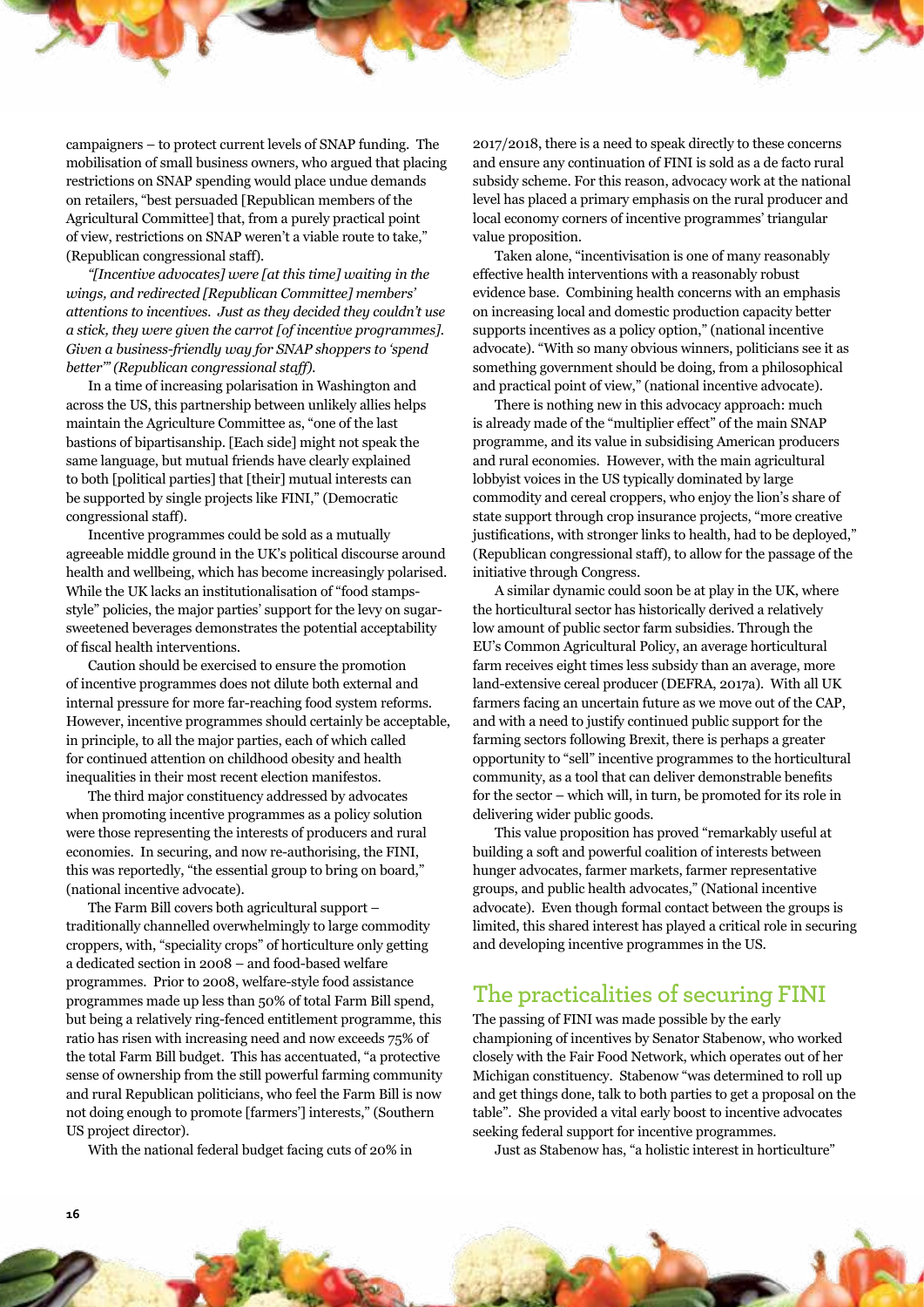campaigners – to protect current levels of SNAP funding. The mobilisation of small business owners, who argued that placing restrictions on SNAP spending would place undue demands on retailers, "best persuaded [Republican members of the Agricultural Committee] that, from a purely practical point of view, restrictions on SNAP weren't a viable route to take," (Republican congressional staff).

*"[Incentive advocates] were [at this time] waiting in the wings, and redirected [Republican Committee] members' attentions to incentives. Just as they decided they couldn't use a stick, they were given the carrot [of incentive programmes]. Given a business-friendly way for SNAP shoppers to 'spend better'" (Republican congressional staff).*

In a time of increasing polarisation in Washington and across the US, this partnership between unlikely allies helps maintain the Agriculture Committee as, "one of the last bastions of bipartisanship. [Each side] might not speak the same language, but mutual friends have clearly explained to both [political parties] that [their] mutual interests can be supported by single projects like FINI," (Democratic congressional staff).

Incentive programmes could be sold as a mutually agreeable middle ground in the UK's political discourse around health and wellbeing, which has become increasingly polarised. While the UK lacks an institutionalisation of "food stamps-style" policies, the major parties' support for the levy on sugar-sweetened beverages demonstrates the potential acceptability of fiscal health interventions.

Caution should be exercised to ensure the promotion of incentive programmes does not dilute both external and internal pressure for more far-reaching food system reforms. However, incentive programmes should certainly be acceptable, in principle, to all the major parties, each of which called for continued attention on childhood obesity and health inequalities in their most recent election manifestos.

The third major constituency addressed by advocates when promoting incentive programmes as a policy solution were those representing the interests of producers and rural economies. In securing, and now re-authorising, the FINI, this was reportedly, "the essential group to bring on board," (national incentive advocate).

The Farm Bill covers both agricultural support – traditionally channelled overwhelmingly to large commodity croppers, with, "speciality crops" of horticulture only getting a dedicated section in 2008 – and food-based welfare programmes. Prior to 2008, welfare-style food assistance programmes made up less than 50% of total Farm Bill spend, but being a relatively ring-fenced entitlement programme, this ratio has risen with increasing need and now exceeds 75% of the total Farm Bill budget. This has accentuated, "a protective sense of ownership from the still powerful farming community and rural Republican politicians, who feel the Farm Bill is now not doing enough to promote [farmers'] interests," (Southern US project director).

With the national federal budget facing cuts of 20% in 2017/2018, there is a need to speak directly to these concerns and ensure any continuation of FINI is sold as a de facto rural subsidy scheme. For this reason, advocacy work at the national level has placed a primary emphasis on the rural producer and local economy corners of incentive programmes' triangular value proposition.

Taken alone, "incentivisation is one of many reasonably effective health interventions with a reasonably robust evidence base. Combining health concerns with an emphasis on increasing local and domestic production capacity better supports incentives as a policy option," (national incentive advocate). "With so many obvious winners, politicians see it as something government should be doing, from a philosophical and practical point of view," (national incentive advocate).

There is nothing new in this advocacy approach: much is already made of the "multiplier effect" of the main SNAP programme, and its value in subsidising American producers and rural economies. However, with the main agricultural lobbyist voices in the US typically dominated by large commodity and cereal croppers, who enjoy the lion's share of state support through crop insurance projects, "more creative justifications, with stronger links to health, had to be deployed," (Republican congressional staff), to allow for the passage of the initiative through Congress.

A similar dynamic could soon be at play in the UK, where the horticultural sector has historically derived a relatively low amount of public sector farm subsidies. Through the EU's Common Agricultural Policy, an average horticultural farm receives eight times less subsidy than an average, more land-extensive cereal producer (DEFRA, 2017a). With all UK farmers facing an uncertain future as we move out of the CAP, and with a need to justify continued public support for the farming sectors following Brexit, there is perhaps a greater opportunity to "sell" incentive programmes to the horticultural community, as a tool that can deliver demonstrable benefits for the sector – which will, in turn, be promoted for its role in delivering wider public goods.

This value proposition has proved "remarkably useful at building a soft and powerful coalition of interests between hunger advocates, farmer markets, farmer representative groups, and public health advocates," (National incentive advocate). Even though formal contact between the groups is limited, this shared interest has played a critical role in securing and developing incentive programmes in the US.

## The practicalities of securing FINI

The passing of FINI was made possible by the early championing of incentives by Senator Stabenow, who worked closely with the Fair Food Network, which operates out of her Michigan constituency. Stabenow "was determined to roll up and get things done, talk to both parties to get a proposal on the table". She provided a vital early boost to incentive advocates seeking federal support for incentive programmes.

Just as Stabenow has, "a holistic interest in horticulture"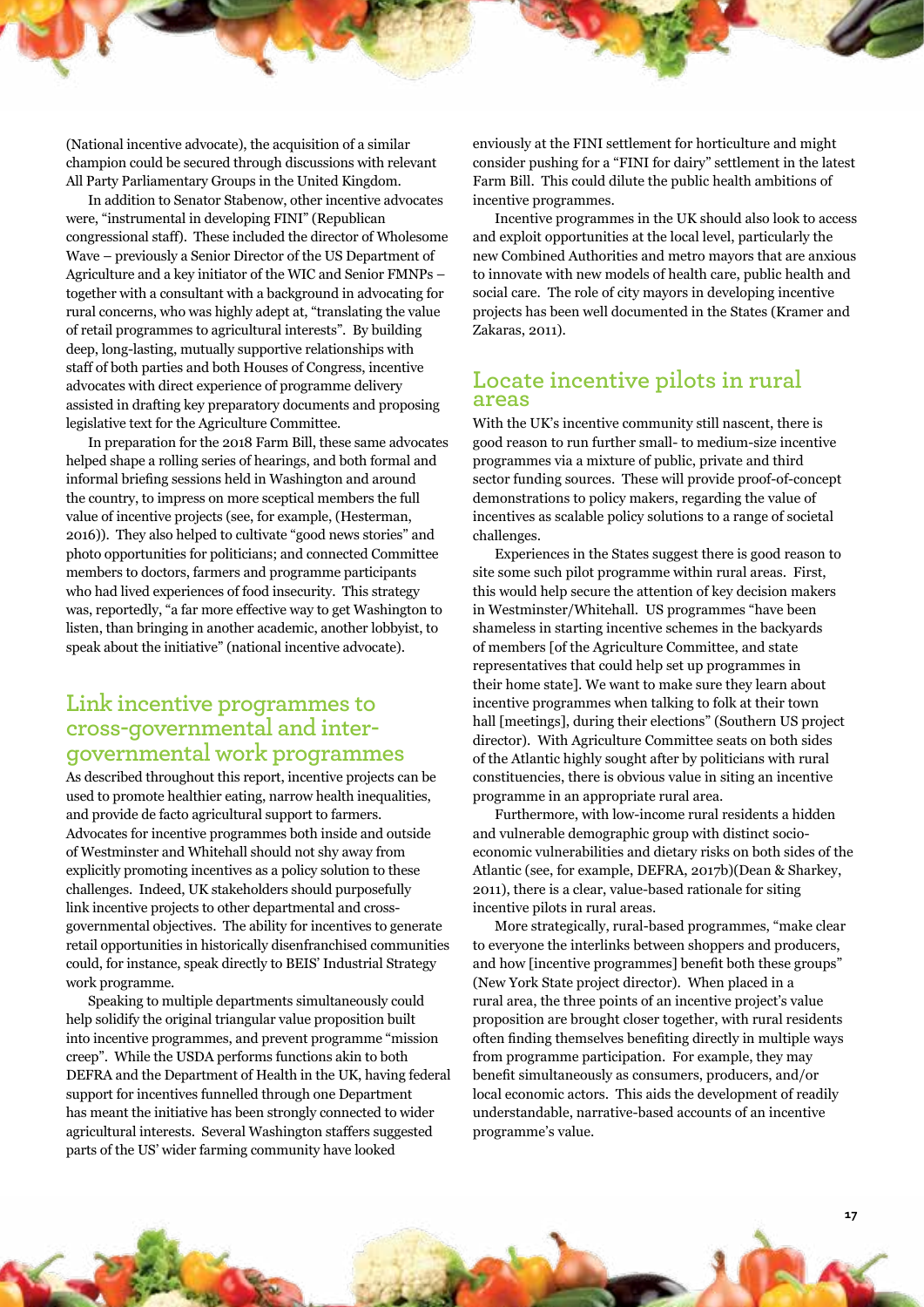(National incentive advocate), the acquisition of a similar champion could be secured through discussions with relevant All Party Parliamentary Groups in the United Kingdom.

In addition to Senator Stabenow, other incentive advocates were, "instrumental in developing FINI" (Republican congressional staff). These included the director of Wholesome Wave – previously a Senior Director of the US Department of Agriculture and a key initiator of the WIC and Senior FMNPs – together with a consultant with a background in advocating for rural concerns, who was highly adept at, "translating the value of retail programmes to agricultural interests". By building deep, long-lasting, mutually supportive relationships with staff of both parties and both Houses of Congress, incentive advocates with direct experience of programme delivery assisted in drafting key preparatory documents and proposing legislative text for the Agriculture Committee.

In preparation for the 2018 Farm Bill, these same advocates helped shape a rolling series of hearings, and both formal and informal briefing sessions held in Washington and around the country, to impress on more sceptical members the full value of incentive projects (see, for example, (Hesterman, 2016)). They also helped to cultivate "good news stories" and photo opportunities for politicians; and connected Committee members to doctors, farmers and programme participants who had lived experiences of food insecurity. This strategy was, reportedly, "a far more effective way to get Washington to listen, than bringing in another academic, another lobbyist, to speak about the initiative" (national incentive advocate).

## Link incentive programmes to cross-governmental and inter-governmental work programmes

As described throughout this report, incentive projects can be used to promote healthier eating, narrow health inequalities, and provide de facto agricultural support to farmers. Advocates for incentive programmes both inside and outside of Westminster and Whitehall should not shy away from explicitly promoting incentives as a policy solution to these challenges. Indeed, UK stakeholders should purposefully link incentive projects to other departmental and cross-governmental objectives. The ability for incentives to generate retail opportunities in historically disenfranchised communities could, for instance, speak directly to BEIS' Industrial Strategy work programme.

Speaking to multiple departments simultaneously could help solidify the original triangular value proposition built into incentive programmes, and prevent programme "mission creep". While the USDA performs functions akin to both DEFRA and the Department of Health in the UK, having federal support for incentives funnelled through one Department has meant the initiative has been strongly connected to wider agricultural interests. Several Washington staffers suggested parts of the US' wider farming community have looked enviously at the FINI settlement for horticulture and might consider pushing for a "FINI for dairy" settlement in the latest Farm Bill. This could dilute the public health ambitions of incentive programmes.

Incentive programmes in the UK should also look to access and exploit opportunities at the local level, particularly the new Combined Authorities and metro mayors that are anxious to innovate with new models of health care, public health and social care. The role of city mayors in developing incentive projects has been well documented in the States (Kramer and Zakaras, 2011).

## Locate incentive pilots in rural areas

With the UK's incentive community still nascent, there is good reason to run further small- to medium-size incentive programmes via a mixture of public, private and third sector funding sources. These will provide proof-of-concept demonstrations to policy makers, regarding the value of incentives as scalable policy solutions to a range of societal challenges.

Experiences in the States suggest there is good reason to site some such pilot programme within rural areas. First, this would help secure the attention of key decision makers in Westminster/Whitehall. US programmes "have been shameless in starting incentive schemes in the backyards of members [of the Agriculture Committee, and state representatives that could help set up programmes in their home state]. We want to make sure they learn about incentive programmes when talking to folk at their town hall [meetings], during their elections" (Southern US project director). With Agriculture Committee seats on both sides of the Atlantic highly sought after by politicians with rural constituencies, there is obvious value in siting an incentive programme in an appropriate rural area.

Furthermore, with low-income rural residents a hidden and vulnerable demographic group with distinct socio-economic vulnerabilities and dietary risks on both sides of the Atlantic (see, for example, DEFRA, 2017b)(Dean & Sharkey, 2011), there is a clear, value-based rationale for siting incentive pilots in rural areas.

More strategically, rural-based programmes, "make clear to everyone the interlinks between shoppers and producers, and how [incentive programmes] benefit both these groups" (New York State project director). When placed in a rural area, the three points of an incentive project's value proposition are brought closer together, with rural residents often finding themselves benefiting directly in multiple ways from programme participation. For example, they may benefit simultaneously as consumers, producers, and/or local economic actors. This aids the development of readily understandable, narrative-based accounts of an incentive programme's value.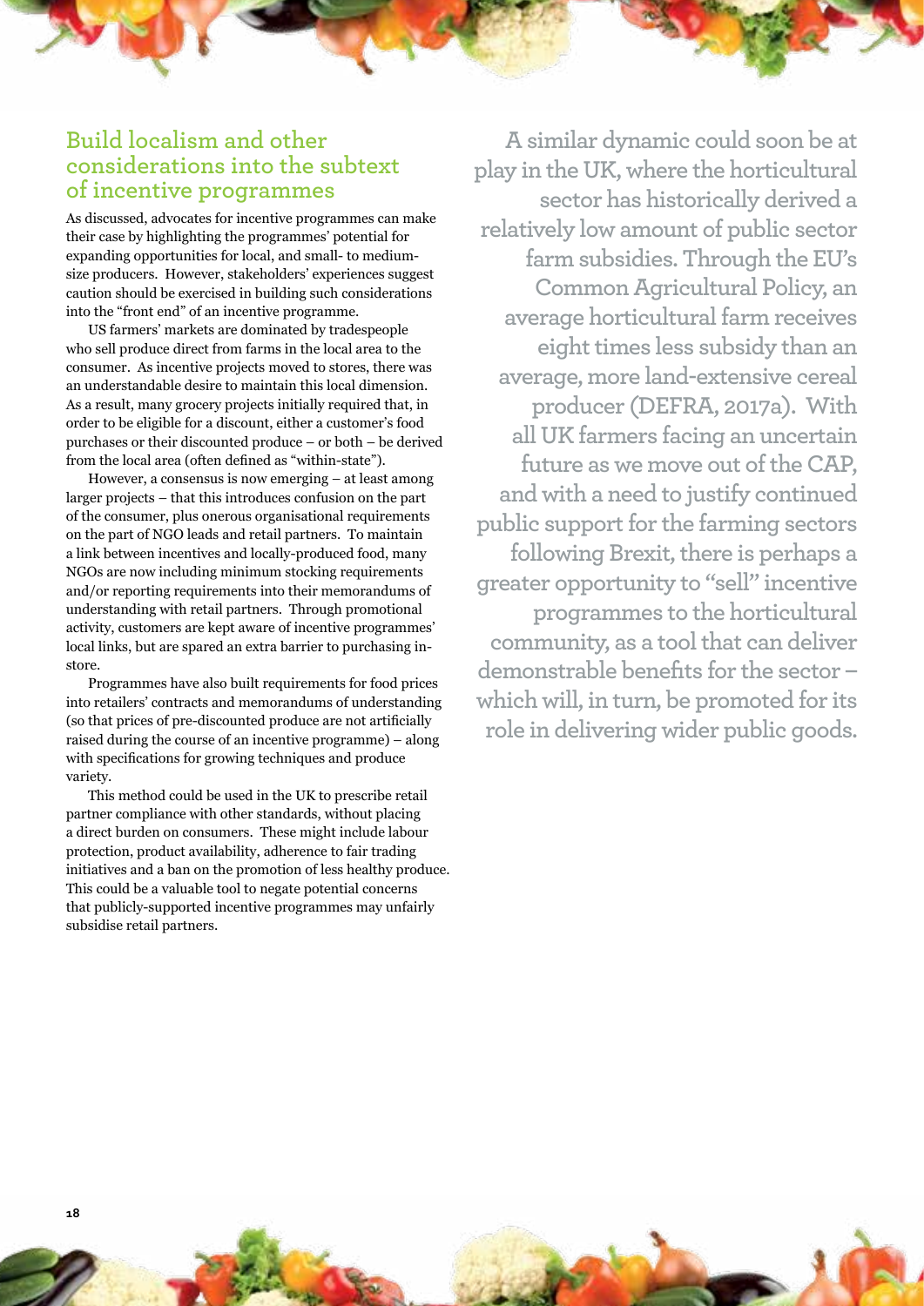## Build localism and other considerations into the subtext of incentive programmes

As discussed, advocates for incentive programmes can make their case by highlighting the programmes' potential for expanding opportunities for local, and small- to medium-size producers. However, stakeholders' experiences suggest caution should be exercised in building such considerations into the "front end" of an incentive programme.

US farmers' markets are dominated by tradespeople who sell produce direct from farms in the local area to the consumer. As incentive projects moved to stores, there was an understandable desire to maintain this local dimension. As a result, many grocery projects initially required that, in order to be eligible for a discount, either a customer's food purchases or their discounted produce – or both – be derived from the local area (often defined as "within-state").

However, a consensus is now emerging – at least among larger projects – that this introduces confusion on the part of the consumer, plus onerous organisational requirements on the part of NGO leads and retail partners. To maintain a link between incentives and locally-produced food, many NGOs are now including minimum stocking requirements and/or reporting requirements into their memorandums of understanding with retail partners. Through promotional activity, customers are kept aware of incentive programmes' local links, but are spared an extra barrier to purchasing in-store.

Programmes have also built requirements for food prices into retailers' contracts and memorandums of understanding (so that prices of pre-discounted produce are not artificially raised during the course of an incentive programme) – along with specifications for growing techniques and produce variety.

This method could be used in the UK to prescribe retail partner compliance with other standards, without placing a direct burden on consumers. These might include labour protection, product availability, adherence to fair trading initiatives and a ban on the promotion of less healthy produce. This could be a valuable tool to negate potential concerns that publicly-supported incentive programmes may unfairly subsidise retail partners.

**A similar dynamic could soon be at play in the UK, where the horticultural sector has historically derived a relatively low amount of public sector farm subsidies. Through the EU's Common Agricultural Policy, an average horticultural farm receives eight times less subsidy than an average, more land-extensive cereal producer (DEFRA, 2017a). With all UK farmers facing an uncertain future as we move out of the CAP, and with a need to justify continued public support for the farming sectors following Brexit, there is perhaps a greater opportunity to "sell" incentive programmes to the horticultural community, as a tool that can deliver demonstrable benefits for the sector – which will, in turn, be promoted for its role in delivering wider public goods.**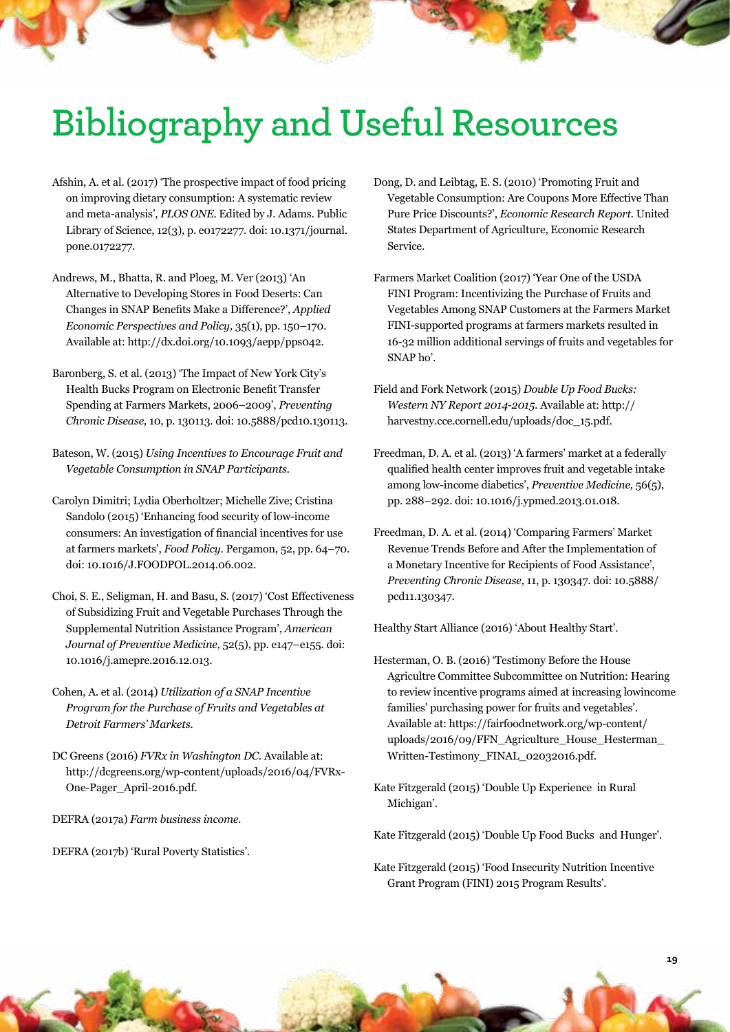# Bibliography and Useful Resources

Afshin, A. et al. (2017) 'The prospective impact of food pricing on improving dietary consumption: A systematic review and meta-analysis', *PLOS ONE*. Edited by J. Adams. Public Library of Science, 12(3), p. e0172277. doi: 10.1371/journal.pone.0172277.

Andrews, M., Bhatta, R. and Ploeg, M. Ver (2013) 'An Alternative to Developing Stores in Food Deserts: Can Changes in SNAP Benefits Make a Difference?', *Applied Economic Perspectives and Policy,* 35(1), pp. 150–170. Available at: http://dx.doi.org/10.1093/aepp/pps042.

Baronberg, S. et al. (2013) 'The Impact of New York City's Health Bucks Program on Electronic Benefit Transfer Spending at Farmers Markets, 2006–2009', *Preventing Chronic Disease,* 10, p. 130113. doi: 10.5888/pcd10.130113.

Bateson, W. (2015) *Using Incentives to Encourage Fruit and Vegetable Consumption in SNAP Participants.*

Carolyn Dimitri; Lydia Oberholtzer; Michelle Zive; Cristina Sandolo (2015) 'Enhancing food security of low-income consumers: An investigation of financial incentives for use at farmers markets', *Food Policy.* Pergamon, 52, pp. 64–70. doi: 10.1016/J.FOODPOL.2014.06.002.

Choi, S. E., Seligman, H. and Basu, S. (2017) 'Cost Effectiveness of Subsidizing Fruit and Vegetable Purchases Through the Supplemental Nutrition Assistance Program', *American Journal of Preventive Medicine,* 52(5), pp. e147–e155. doi: 10.1016/j.amepre.2016.12.013.

Cohen, A. et al. (2014) *Utilization of a SNAP Incentive Program for the Purchase of Fruits and Vegetables at Detroit Farmers' Markets.*

DC Greens (2016) *FVRx in Washington DC.* Available at: http://dcgreens.org/wp-content/uploads/2016/04/FVRx-One-Pager_April-2016.pdf.

DEFRA (2017a) *Farm business income.*

DEFRA (2017b) 'Rural Poverty Statistics'.

Dong, D. and Leibtag, E. S. (2010) 'Promoting Fruit and Vegetable Consumption: Are Coupons More Effective Than Pure Price Discounts?', *Economic Research Report.* United States Department of Agriculture, Economic Research Service.

Farmers Market Coalition (2017) 'Year One of the USDA FINI Program: Incentivizing the Purchase of Fruits and Vegetables Among SNAP Customers at the Farmers Market FINI-supported programs at farmers markets resulted in 16-32 million additional servings of fruits and vegetables for SNAP ho'.

Field and Fork Network (2015) *Double Up Food Bucks: Western NY Report 2014-2015.* Available at: http://harvestny.cce.cornell.edu/uploads/doc_15.pdf.

Freedman, D. A. et al. (2013) 'A farmers' market at a federally qualified health center improves fruit and vegetable intake among low-income diabetics', *Preventive Medicine,* 56(5), pp. 288–292. doi: 10.1016/j.ypmed.2013.01.018.

Freedman, D. A. et al. (2014) 'Comparing Farmers' Market Revenue Trends Before and After the Implementation of a Monetary Incentive for Recipients of Food Assistance', *Preventing Chronic Disease,* 11, p. 130347. doi: 10.5888/pcd11.130347.

Healthy Start Alliance (2016) 'About Healthy Start'.

Hesterman, O. B. (2016) 'Testimony Before the House Agricultre Committee Subcommittee on Nutrition: Hearing to review incentive programs aimed at increasing lowincome families' purchasing power for fruits and vegetables'. Available at: https://fairfoodnetwork.org/wp-content/uploads/2016/09/FFN_Agriculture_House_Hesterman_Written-Testimony_FINAL_02032016.pdf.

Kate Fitzgerald (2015) 'Double Up Experience in Rural Michigan'.

Kate Fitzgerald (2015) 'Double Up Food Bucks and Hunger'.

Kate Fitzgerald (2015) 'Food Insecurity Nutrition Incentive Grant Program (FINI) 2015 Program Results'.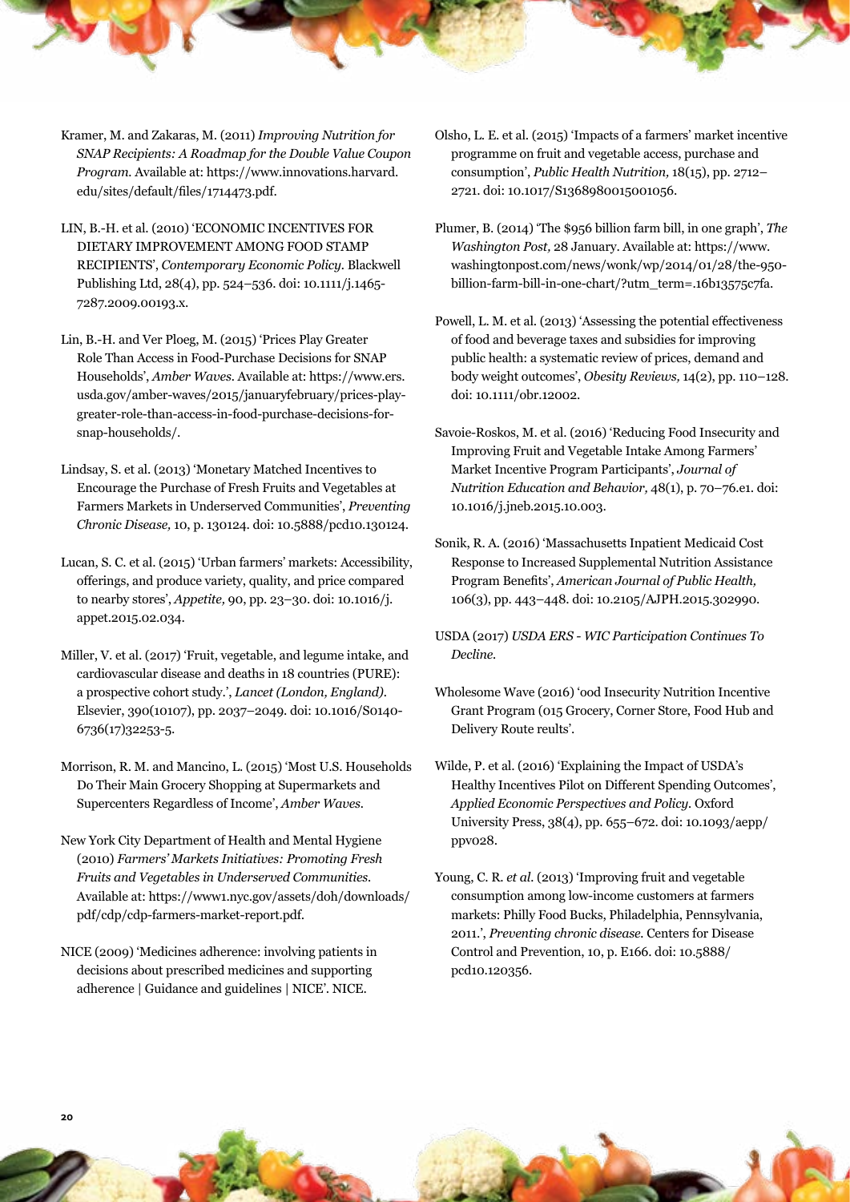Kramer, M. and Zakaras, M. (2011) *Improving Nutrition for SNAP Recipients: A Roadmap for the Double Value Coupon Program.* Available at: https://www.innovations.harvard.edu/sites/default/files/1714473.pdf.

LIN, B.-H. et al. (2010) 'ECONOMIC INCENTIVES FOR DIETARY IMPROVEMENT AMONG FOOD STAMP RECIPIENTS', *Contemporary Economic Policy.* Blackwell Publishing Ltd, 28(4), pp. 524–536. doi: 10.1111/j.1465-7287.2009.00193.x.

Lin, B.-H. and Ver Ploeg, M. (2015) 'Prices Play Greater Role Than Access in Food-Purchase Decisions for SNAP Households', *Amber Waves.* Available at: https://www.ers.usda.gov/amber-waves/2015/januaryfebruary/prices-play-greater-role-than-access-in-food-purchase-decisions-for-snap-households/.

Lindsay, S. et al. (2013) 'Monetary Matched Incentives to Encourage the Purchase of Fresh Fruits and Vegetables at Farmers Markets in Underserved Communities', *Preventing Chronic Disease,* 10, p. 130124. doi: 10.5888/pcd10.130124.

Lucan, S. C. et al. (2015) 'Urban farmers' markets: Accessibility, offerings, and produce variety, quality, and price compared to nearby stores', *Appetite,* 90, pp. 23–30. doi: 10.1016/j.appet.2015.02.034.

Miller, V. et al. (2017) 'Fruit, vegetable, and legume intake, and cardiovascular disease and deaths in 18 countries (PURE): a prospective cohort study.', *Lancet (London, England).* Elsevier, 390(10107), pp. 2037–2049. doi: 10.1016/S0140-6736(17)32253-5.

Morrison, R. M. and Mancino, L. (2015) 'Most U.S. Households Do Their Main Grocery Shopping at Supermarkets and Supercenters Regardless of Income', *Amber Waves.*

New York City Department of Health and Mental Hygiene (2010) *Farmers' Markets Initiatives: Promoting Fresh Fruits and Vegetables in Underserved Communities.* Available at: https://www1.nyc.gov/assets/doh/downloads/pdf/cdp/cdp-farmers-market-report.pdf.

NICE (2009) 'Medicines adherence: involving patients in decisions about prescribed medicines and supporting adherence | Guidance and guidelines | NICE'. NICE.

Olsho, L. E. et al. (2015) 'Impacts of a farmers' market incentive programme on fruit and vegetable access, purchase and consumption', *Public Health Nutrition,* 18(15), pp. 2712–2721. doi: 10.1017/S1368980015001056.

Plumer, B. (2014) 'The $956 billion farm bill, in one graph', *The Washington Post,* 28 January. Available at: https://www.washingtonpost.com/news/wonk/wp/2014/01/28/the-950-billion-farm-bill-in-one-chart/?utm_term=.16b13575c7fa.

Powell, L. M. et al. (2013) 'Assessing the potential effectiveness of food and beverage taxes and subsidies for improving public health: a systematic review of prices, demand and body weight outcomes', *Obesity Reviews,* 14(2), pp. 110–128. doi: 10.1111/obr.12002.

Savoie-Roskos, M. et al. (2016) 'Reducing Food Insecurity and Improving Fruit and Vegetable Intake Among Farmers' Market Incentive Program Participants', *Journal of Nutrition Education and Behavior,* 48(1), p. 70–76.e1. doi: 10.1016/j.jneb.2015.10.003.

Sonik, R. A. (2016) 'Massachusetts Inpatient Medicaid Cost Response to Increased Supplemental Nutrition Assistance Program Benefits', *American Journal of Public Health,* 106(3), pp. 443–448. doi: 10.2105/AJPH.2015.302990.

USDA (2017) *USDA ERS - WIC Participation Continues To Decline.*

Wholesome Wave (2016) 'ood Insecurity Nutrition Incentive Grant Program (015 Grocery, Corner Store, Food Hub and Delivery Route reults'.

Wilde, P. et al. (2016) 'Explaining the Impact of USDA's Healthy Incentives Pilot on Different Spending Outcomes', *Applied Economic Perspectives and Policy.* Oxford University Press, 38(4), pp. 655–672. doi: 10.1093/aepp/ppv028.

Young, C. R. *et al.* (2013) 'Improving fruit and vegetable consumption among low-income customers at farmers markets: Philly Food Bucks, Philadelphia, Pennsylvania, 2011.', *Preventing chronic disease.* Centers for Disease Control and Prevention, 10, p. E166. doi: 10.5888/pcd10.120356.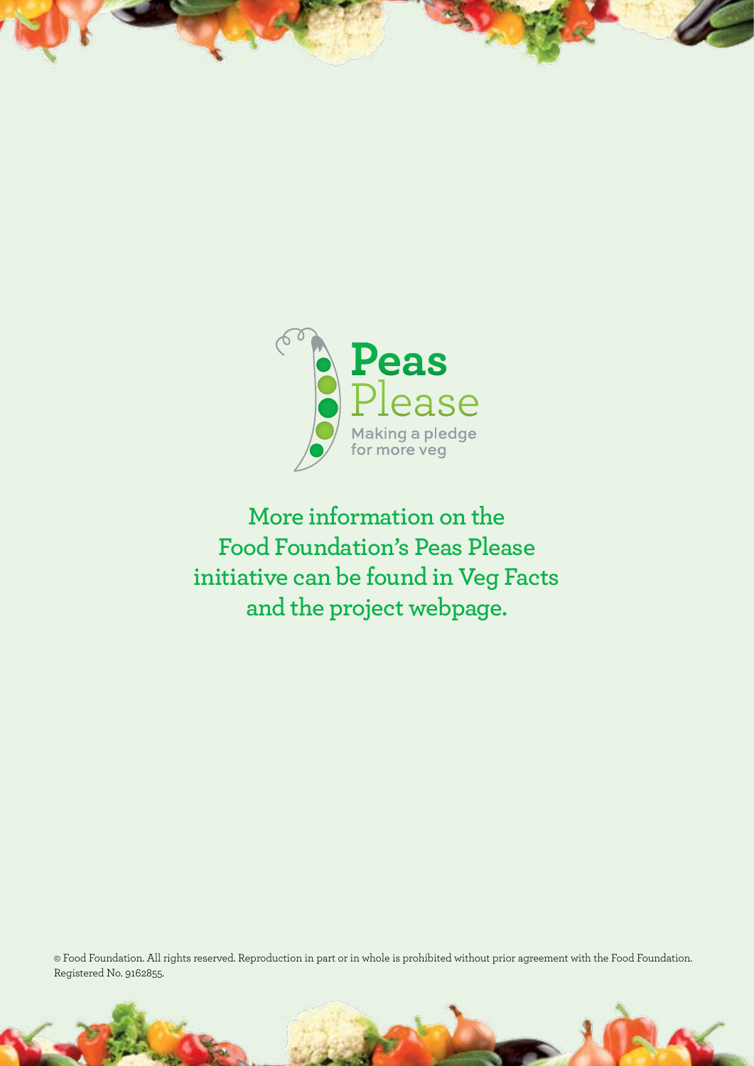Peas Please

Making a pledge for more veg

**More information on the Food Foundation's Peas Please initiative can be found in Veg Facts and the project webpage.**

© Food Foundation. All rights reserved. Reproduction in part or in whole is prohibited without prior agreement with the Food Foundation. Registered No. 9162855.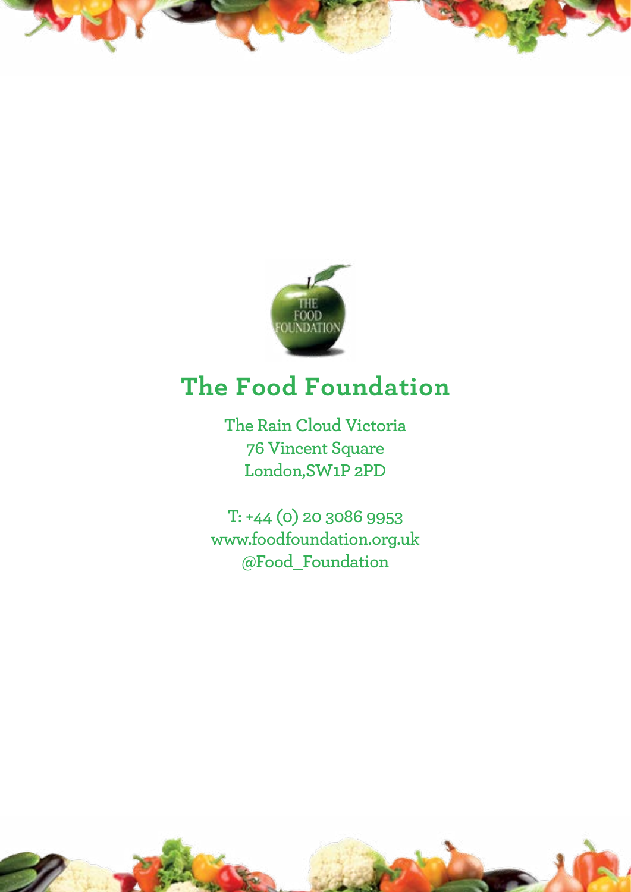# The Food Foundation

The Rain Cloud Victoria
76 Vincent Square
London,SW1P 2PD

T: +44 (0) 20 3086 9953
www.foodfoundation.org.uk
@Food_Foundation